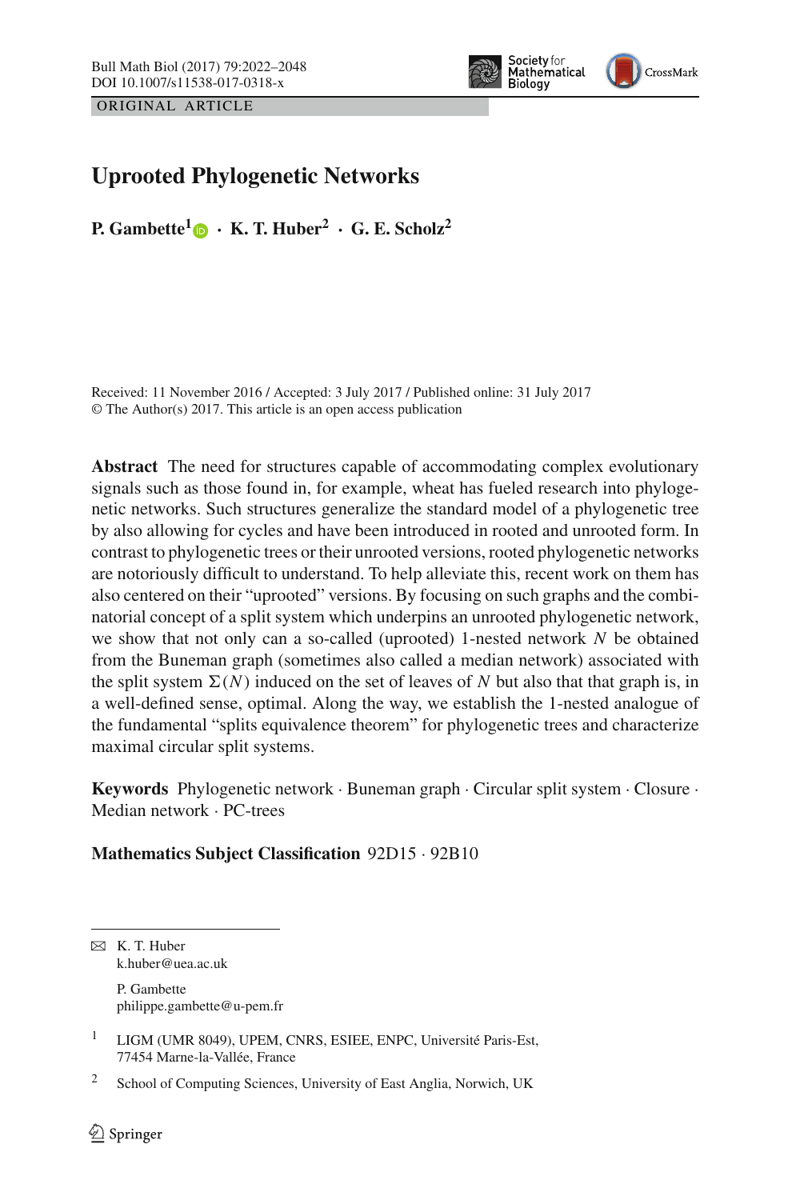ORIGINAL ARTICLE

# Uprooted Phylogenetic Networks

**P. Gambette[1] · K. T. Huber[2] · G. E. Scholz[2]**

Received: 11 November 2016 / Accepted: 3 July 2017 / Published online: 31 July 2017
© The Author(s) 2017. This article is an open access publication

**Abstract** The need for structures capable of accommodating complex evolutionary signals such as those found in, for example, wheat has fueled research into phylogenetic networks. Such structures generalize the standard model of a phylogenetic tree by also allowing for cycles and have been introduced in rooted and unrooted form. In contrast to phylogenetic trees or their unrooted versions, rooted phylogenetic networks are notoriously difficult to understand. To help alleviate this, recent work on them has also centered on their "uprooted" versions. By focusing on such graphs and the combinatorial concept of a split system which underpins an unrooted phylogenetic network, we show that not only can a so-called (uprooted) 1-nested network $N$ be obtained from the Buneman graph (sometimes also called a median network) associated with the split system $\Sigma(N)$ induced on the set of leaves of $N$ but also that that graph is, in a well-defined sense, optimal. Along the way, we establish the 1-nested analogue of the fundamental "splits equivalence theorem" for phylogenetic trees and characterize maximal circular split systems.

**Keywords** Phylogenetic network · Buneman graph · Circular split system · Closure · Median network · PC-trees

**Mathematics Subject Classification** 92D15 · 92B10

✉ K. T. Huber
k.huber@uea.ac.uk

P. Gambette
philippe.gambette@u-pem.fr

[1] LIGM (UMR 8049), UPEM, CNRS, ESIEE, ENPC, Université Paris-Est, 77454 Marne-la-Vallée, France

[2] School of Computing Sciences, University of East Anglia, Norwich, UK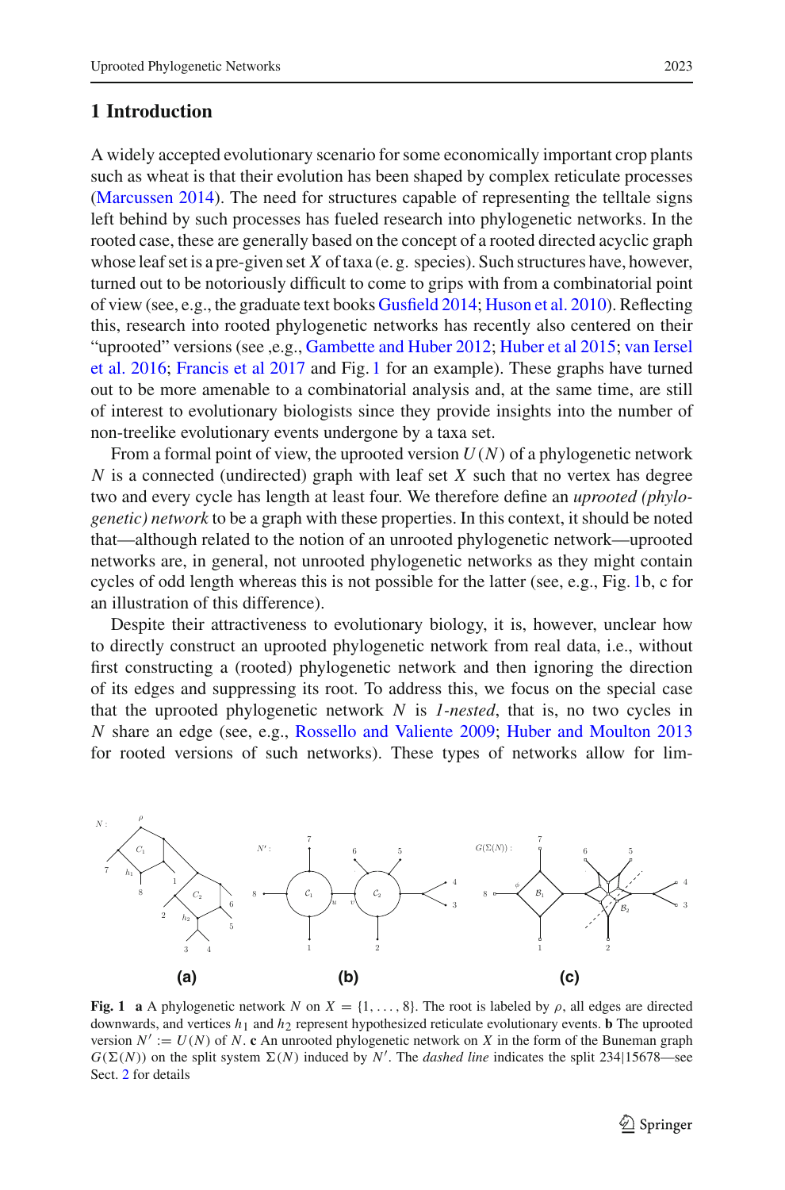## 1 Introduction

A widely accepted evolutionary scenario for some economically important crop plants such as wheat is that their evolution has been shaped by complex reticulate processes (Marcussen 2014). The need for structures capable of representing the telltale signs left behind by such processes has fueled research into phylogenetic networks. In the rooted case, these are generally based on the concept of a rooted directed acyclic graph whose leaf set is a pre-given set $X$ of taxa (e. g. species). Such structures have, however, turned out to be notoriously difficult to come to grips with from a combinatorial point of view (see, e.g., the graduate text books Gusfield 2014; Huson et al. 2010). Reflecting this, research into rooted phylogenetic networks has recently also centered on their "uprooted" versions (see ,e.g., Gambette and Huber 2012; Huber et al 2015; van Iersel et al. 2016; Francis et al 2017 and Fig. 1 for an example). These graphs have turned out to be more amenable to a combinatorial analysis and, at the same time, are still of interest to evolutionary biologists since they provide insights into the number of non-treelike evolutionary events undergone by a taxa set.

From a formal point of view, the uprooted version $U(N)$ of a phylogenetic network $N$ is a connected (undirected) graph with leaf set $X$ such that no vertex has degree two and every cycle has length at least four. We therefore define an *uprooted (phylogenetic) network* to be a graph with these properties. In this context, it should be noted that—although related to the notion of an unrooted phylogenetic network—uprooted networks are, in general, not unrooted phylogenetic networks as they might contain cycles of odd length whereas this is not possible for the latter (see, e.g., Fig. 1b, c for an illustration of this difference).

Despite their attractiveness to evolutionary biology, it is, however, unclear how to directly construct an uprooted phylogenetic network from real data, i.e., without first constructing a (rooted) phylogenetic network and then ignoring the direction of its edges and suppressing its root. To address this, we focus on the special case that the uprooted phylogenetic network $N$ is *1-nested*, that is, no two cycles in $N$ share an edge (see, e.g., Rossello and Valiente 2009; Huber and Moulton 2013 for rooted versions of such networks). These types of networks allow for lim-

**Fig. 1** **a** A phylogenetic network $N$ on $X = \{1, \ldots, 8\}$. The root is labeled by $\rho$, all edges are directed downwards, and vertices $h_1$ and $h_2$ represent hypothesized reticulate evolutionary events. **b** The uprooted version $N' := U(N)$ of $N$. **c** An unrooted phylogenetic network on $X$ in the form of the Buneman graph $G(\Sigma(N))$ on the split system $\Sigma(N)$ induced by $N'$. The *dashed line* indicates the split 234|15678—see Sect. 2 for details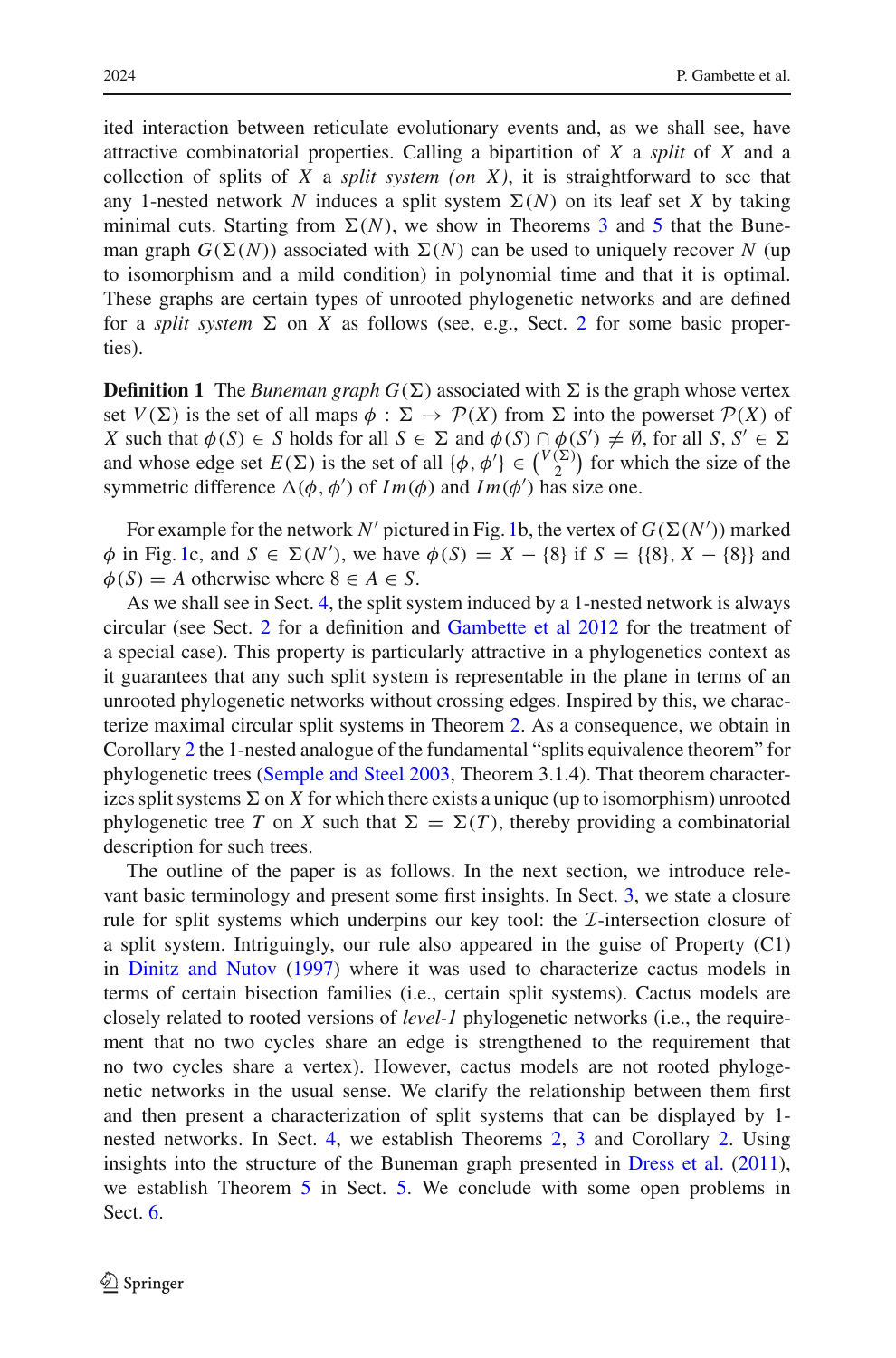ited interaction between reticulate evolutionary events and, as we shall see, have attractive combinatorial properties. Calling a bipartition of $X$ a *split* of $X$ and a collection of splits of $X$ a *split system (on $X$)*, it is straightforward to see that any 1-nested network $N$ induces a split system $\Sigma(N)$ on its leaf set $X$ by taking minimal cuts. Starting from $\Sigma(N)$, we show in Theorems 3 and 5 that the Buneman graph $G(\Sigma(N))$ associated with $\Sigma(N)$ can be used to uniquely recover $N$ (up to isomorphism and a mild condition) in polynomial time and that it is optimal. These graphs are certain types of unrooted phylogenetic networks and are defined for a *split system* $\Sigma$ on $X$ as follows (see, e.g., Sect. 2 for some basic properties).

**Definition 1** The *Buneman graph* $G(\Sigma)$ associated with $\Sigma$ is the graph whose vertex set $V(\Sigma)$ is the set of all maps $\phi : \Sigma \to \mathcal{P}(X)$ from $\Sigma$ into the powerset $\mathcal{P}(X)$ of $X$ such that $\phi(S) \in S$ holds for all $S \in \Sigma$ and $\phi(S) \cap \phi(S') \neq \emptyset$, for all $S, S' \in \Sigma$ and whose edge set $E(\Sigma)$ is the set of all $\{\phi, \phi'\} \in \binom{V(\Sigma)}{2}$ for which the size of the symmetric difference $\Delta(\phi, \phi')$ of $Im(\phi)$ and $Im(\phi')$ has size one.

For example for the network $N'$ pictured in Fig. 1b, the vertex of $G(\Sigma(N'))$ marked $\phi$ in Fig. 1c, and $S \in \Sigma(N')$, we have $\phi(S) = X - \{8\}$ if $S = \{\{8\}, X - \{8\}\}$ and $\phi(S) = A$ otherwise where $8 \in A \in S$.

As we shall see in Sect. 4, the split system induced by a 1-nested network is always circular (see Sect. 2 for a definition and Gambette et al 2012 for the treatment of a special case). This property is particularly attractive in a phylogenetics context as it guarantees that any such split system is representable in the plane in terms of an unrooted phylogenetic networks without crossing edges. Inspired by this, we characterize maximal circular split systems in Theorem 2. As a consequence, we obtain in Corollary 2 the 1-nested analogue of the fundamental "splits equivalence theorem" for phylogenetic trees (Semple and Steel 2003, Theorem 3.1.4). That theorem characterizes split systems $\Sigma$ on $X$ for which there exists a unique (up to isomorphism) unrooted phylogenetic tree $T$ on $X$ such that $\Sigma = \Sigma(T)$, thereby providing a combinatorial description for such trees.

The outline of the paper is as follows. In the next section, we introduce relevant basic terminology and present some first insights. In Sect. 3, we state a closure rule for split systems which underpins our key tool: the $\mathcal{I}$-intersection closure of a split system. Intriguingly, our rule also appeared in the guise of Property (C1) in Dinitz and Nutov (1997) where it was used to characterize cactus models in terms of certain bisection families (i.e., certain split systems). Cactus models are closely related to rooted versions of *level-1* phylogenetic networks (i.e., the requirement that no two cycles share an edge is strengthened to the requirement that no two cycles share a vertex). However, cactus models are not rooted phylogenetic networks in the usual sense. We clarify the relationship between them first and then present a characterization of split systems that can be displayed by 1-nested networks. In Sect. 4, we establish Theorems 2, 3 and Corollary 2. Using insights into the structure of the Buneman graph presented in Dress et al. (2011), we establish Theorem 5 in Sect. 5. We conclude with some open problems in Sect. 6.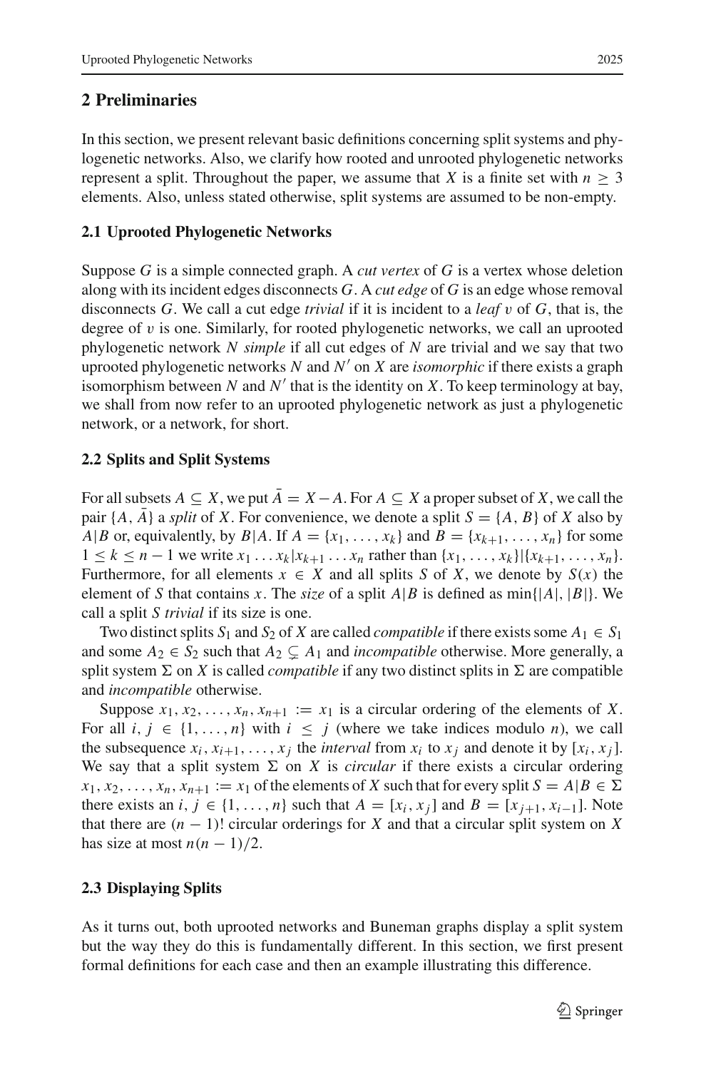## 2 Preliminaries

In this section, we present relevant basic definitions concerning split systems and phylogenetic networks. Also, we clarify how rooted and unrooted phylogenetic networks represent a split. Throughout the paper, we assume that $X$ is a finite set with $n \geq 3$ elements. Also, unless stated otherwise, split systems are assumed to be non-empty.

### 2.1 Uprooted Phylogenetic Networks

Suppose $G$ is a simple connected graph. A *cut vertex* of $G$ is a vertex whose deletion along with its incident edges disconnects $G$. A *cut edge* of $G$ is an edge whose removal disconnects $G$. We call a cut edge *trivial* if it is incident to a *leaf* $v$ of $G$, that is, the degree of $v$ is one. Similarly, for rooted phylogenetic networks, we call an uprooted phylogenetic network $N$ *simple* if all cut edges of $N$ are trivial and we say that two uprooted phylogenetic networks $N$ and $N'$ on $X$ are *isomorphic* if there exists a graph isomorphism between $N$ and $N'$ that is the identity on $X$. To keep terminology at bay, we shall from now refer to an uprooted phylogenetic network as just a phylogenetic network, or a network, for short.

### 2.2 Splits and Split Systems

For all subsets $A \subseteq X$, we put $\bar{A} = X - A$. For $A \subseteq X$ a proper subset of $X$, we call the pair $\{A, \bar{A}\}$ a *split* of $X$. For convenience, we denote a split $S = \{A, B\}$ of $X$ also by $A|B$ or, equivalently, by $B|A$. If $A = \{x_1, \ldots, x_k\}$ and $B = \{x_{k+1}, \ldots, x_n\}$ for some $1 \leq k \leq n-1$ we write $x_1 \ldots x_k | x_{k+1} \ldots x_n$ rather than $\{x_1, \ldots, x_k\}|\{x_{k+1}, \ldots, x_n\}$. Furthermore, for all elements $x \in X$ and all splits $S$ of $X$, we denote by $S(x)$ the element of $S$ that contains $x$. The *size* of a split $A|B$ is defined as $\min\{|A|, |B|\}$. We call a split $S$ *trivial* if its size is one.

Two distinct splits $S_1$ and $S_2$ of $X$ are called *compatible* if there exists some $A_1 \in S_1$ and some $A_2 \in S_2$ such that $A_2 \subsetneq A_1$ and *incompatible* otherwise. More generally, a split system $\Sigma$ on $X$ is called *compatible* if any two distinct splits in $\Sigma$ are compatible and *incompatible* otherwise.

Suppose $x_1, x_2, \ldots, x_n, x_{n+1} := x_1$ is a circular ordering of the elements of $X$. For all $i, j \in \{1, \ldots, n\}$ with $i \leq j$ (where we take indices modulo $n$), we call the subsequence $x_i, x_{i+1}, \ldots, x_j$ the *interval* from $x_i$ to $x_j$ and denote it by $[x_i, x_j]$. We say that a split system $\Sigma$ on $X$ is *circular* if there exists a circular ordering $x_1, x_2, \ldots, x_n, x_{n+1} := x_1$ of the elements of $X$ such that for every split $S = A|B \in \Sigma$ there exists an $i, j \in \{1, \ldots, n\}$ such that $A = [x_i, x_j]$ and $B = [x_{j+1}, x_{i-1}]$. Note that there are $(n-1)!$ circular orderings for $X$ and that a circular split system on $X$ has size at most $n(n-1)/2$.

### 2.3 Displaying Splits

As it turns out, both uprooted networks and Buneman graphs display a split system but the way they do this is fundamentally different. In this section, we first present formal definitions for each case and then an example illustrating this difference.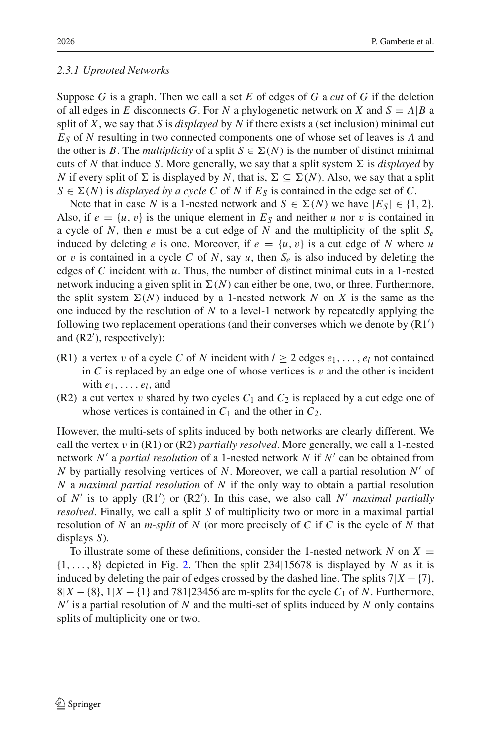### 2.3.1 Uprooted Networks

Suppose $G$ is a graph. Then we call a set $E$ of edges of $G$ a *cut* of $G$ if the deletion of all edges in $E$ disconnects $G$. For $N$ a phylogenetic network on $X$ and $S = A|B$ a split of $X$, we say that $S$ is *displayed* by $N$ if there exists a (set inclusion) minimal cut $E_S$ of $N$ resulting in two connected components one of whose set of leaves is $A$ and the other is $B$. The *multiplicity* of a split $S \in \Sigma(N)$ is the number of distinct minimal cuts of $N$ that induce $S$. More generally, we say that a split system $\Sigma$ is *displayed* by $N$ if every split of $\Sigma$ is displayed by $N$, that is, $\Sigma \subseteq \Sigma(N)$. Also, we say that a split $S \in \Sigma(N)$ is *displayed by a cycle* $C$ of $N$ if $E_S$ is contained in the edge set of $C$.

Note that in case $N$ is a 1-nested network and $S \in \Sigma(N)$ we have $|E_S| \in \{1, 2\}$. Also, if $e = \{u, v\}$ is the unique element in $E_S$ and neither $u$ nor $v$ is contained in a cycle of $N$, then $e$ must be a cut edge of $N$ and the multiplicity of the split $S_e$ induced by deleting $e$ is one. Moreover, if $e = \{u, v\}$ is a cut edge of $N$ where $u$ or $v$ is contained in a cycle $C$ of $N$, say $u$, then $S_e$ is also induced by deleting the edges of $C$ incident with $u$. Thus, the number of distinct minimal cuts in a 1-nested network inducing a given split in $\Sigma(N)$ can either be one, two, or three. Furthermore, the split system $\Sigma(N)$ induced by a 1-nested network $N$ on $X$ is the same as the one induced by the resolution of $N$ to a level-1 network by repeatedly applying the following two replacement operations (and their converses which we denote by (R1′) and (R2′), respectively):

- (R1) a vertex $v$ of a cycle $C$ of $N$ incident with $l \geq 2$ edges $e_1, \ldots, e_l$ not contained in $C$ is replaced by an edge one of whose vertices is $v$ and the other is incident with $e_1, \ldots, e_l$, and
- (R2) a cut vertex $v$ shared by two cycles $C_1$ and $C_2$ is replaced by a cut edge one of whose vertices is contained in $C_1$ and the other in $C_2$.

However, the multi-sets of splits induced by both networks are clearly different. We call the vertex $v$ in (R1) or (R2) *partially resolved*. More generally, we call a 1-nested network $N'$ a *partial resolution* of a 1-nested network $N$ if $N'$ can be obtained from $N$ by partially resolving vertices of $N$. Moreover, we call a partial resolution $N'$ of $N$ a *maximal partial resolution* of $N$ if the only way to obtain a partial resolution of $N'$ is to apply (R1′) or (R2′). In this case, we also call $N'$ *maximal partially resolved*. Finally, we call a split $S$ of multiplicity two or more in a maximal partial resolution of $N$ an *m-split* of $N$ (or more precisely of $C$ if $C$ is the cycle of $N$ that displays $S$).

To illustrate some of these definitions, consider the 1-nested network $N$ on $X = \{1, \ldots, 8\}$ depicted in Fig. 2. Then the split 234|15678 is displayed by $N$ as it is induced by deleting the pair of edges crossed by the dashed line. The splits $7|X - \{7\}$, $8|X - \{8\}$, $1|X - \{1\}$ and 781|23456 are m-splits for the cycle $C_1$ of $N$. Furthermore, $N'$ is a partial resolution of $N$ and the multi-set of splits induced by $N$ only contains splits of multiplicity one or two.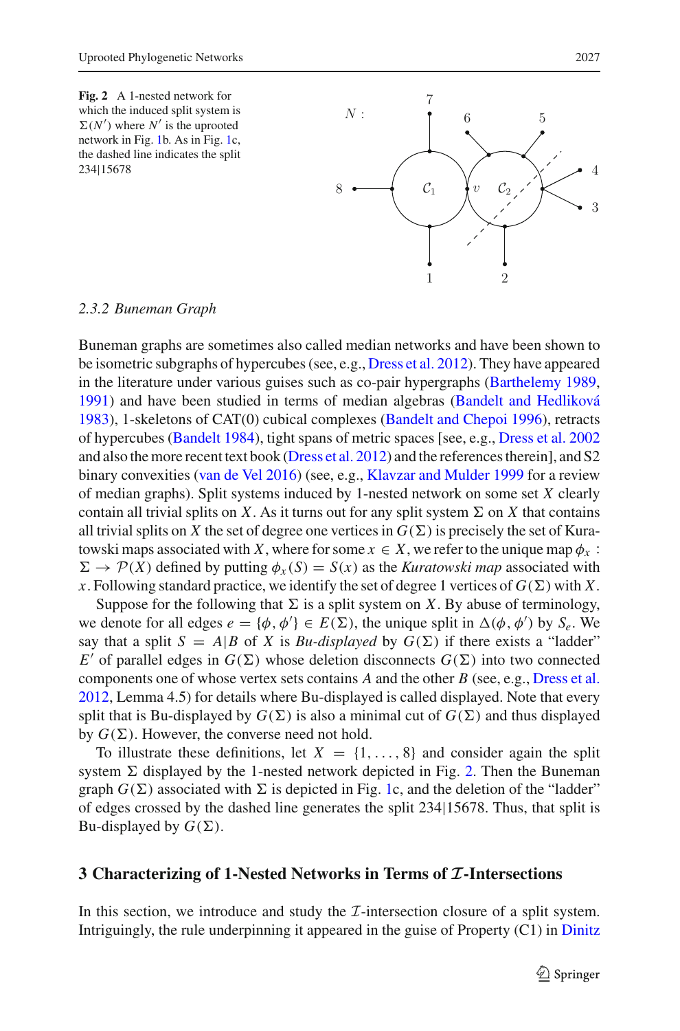**Fig. 2** A 1-nested network for which the induced split system is $\Sigma(N')$ where $N'$ is the uprooted network in Fig. 1b. As in Fig. 1c, the dashed line indicates the split 234|15678

### 2.3.2 Buneman Graph

Buneman graphs are sometimes also called median networks and have been shown to be isometric subgraphs of hypercubes (see, e.g., Dress et al. 2012). They have appeared in the literature under various guises such as co-pair hypergraphs (Barthelemy 1989, 1991) and have been studied in terms of median algebras (Bandelt and Hedlíková 1983), 1-skeletons of CAT(0) cubical complexes (Bandelt and Chepoi 1996), retracts of hypercubes (Bandelt 1984), tight spans of metric spaces [see, e.g., Dress et al. 2002 and also the more recent text book (Dress et al. 2012) and the references therein], and S2 binary convexities (van de Vel 2016) (see, e.g., Klavzar and Mulder 1999 for a review of median graphs). Split systems induced by 1-nested network on some set $X$ clearly contain all trivial splits on $X$. As it turns out for any split system $\Sigma$ on $X$ that contains all trivial splits on $X$ the set of degree one vertices in $G(\Sigma)$ is precisely the set of Kuratowski maps associated with $X$, where for some $x \in X$, we refer to the unique map $\phi_x : \Sigma \to \mathcal{P}(X)$ defined by putting $\phi_x(S) = S(x)$ as the *Kuratowski map* associated with $x$. Following standard practice, we identify the set of degree 1 vertices of $G(\Sigma)$ with $X$.

Suppose for the following that $\Sigma$ is a split system on $X$. By abuse of terminology, we denote for all edges $e = \{\phi, \phi'\} \in E(\Sigma)$, the unique split in $\Delta(\phi, \phi')$ by $S_e$. We say that a split $S = A|B$ of $X$ is *Bu-displayed* by $G(\Sigma)$ if there exists a "ladder" $E'$ of parallel edges in $G(\Sigma)$ whose deletion disconnects $G(\Sigma)$ into two connected components one of whose vertex sets contains $A$ and the other $B$ (see, e.g., Dress et al. 2012, Lemma 4.5) for details where Bu-displayed is called displayed. Note that every split that is Bu-displayed by $G(\Sigma)$ is also a minimal cut of $G(\Sigma)$ and thus displayed by $G(\Sigma)$. However, the converse need not hold.

To illustrate these definitions, let $X = \{1, \ldots, 8\}$ and consider again the split system $\Sigma$ displayed by the 1-nested network depicted in Fig. 2. Then the Buneman graph $G(\Sigma)$ associated with $\Sigma$ is depicted in Fig. 1c, and the deletion of the "ladder" of edges crossed by the dashed line generates the split 234|15678. Thus, that split is Bu-displayed by $G(\Sigma)$.

## 3 Characterizing of 1-Nested Networks in Terms of $\mathcal{I}$-Intersections

In this section, we introduce and study the $\mathcal{I}$-intersection closure of a split system. Intriguingly, the rule underpinning it appeared in the guise of Property (C1) in Dinitz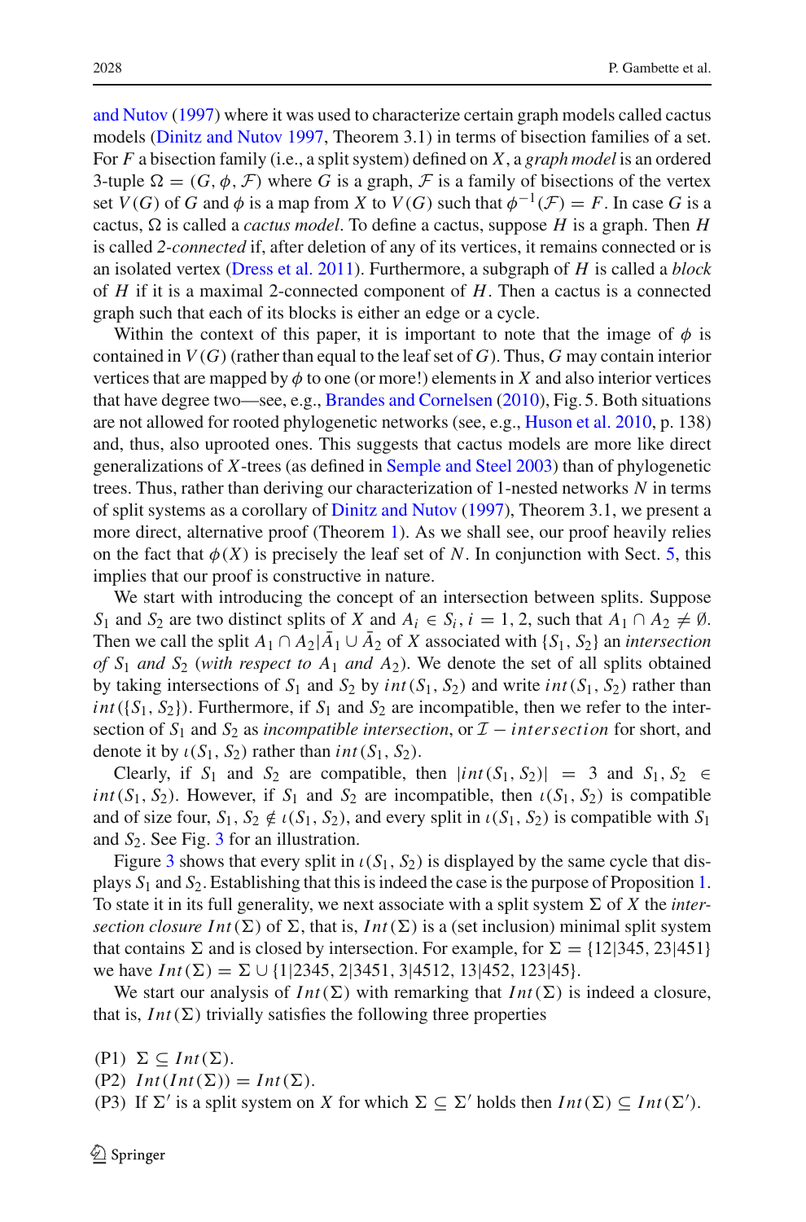and Nutov (1997) where it was used to characterize certain graph models called cactus models (Dinitz and Nutov 1997, Theorem 3.1) in terms of bisection families of a set. For $F$ a bisection family (i.e., a split system) defined on $X$, a *graph model* is an ordered 3-tuple $\Omega = (G, \phi, \mathcal{F})$ where $G$ is a graph, $\mathcal{F}$ is a family of bisections of the vertex set $V(G)$ of $G$ and $\phi$ is a map from $X$ to $V(G)$ such that $\phi^{-1}(\mathcal{F}) = F$. In case $G$ is a cactus, $\Omega$ is called a *cactus model*. To define a cactus, suppose $H$ is a graph. Then $H$ is called *2-connected* if, after deletion of any of its vertices, it remains connected or is an isolated vertex (Dress et al. 2011). Furthermore, a subgraph of $H$ is called a *block* of $H$ if it is a maximal 2-connected component of $H$. Then a cactus is a connected graph such that each of its blocks is either an edge or a cycle.

Within the context of this paper, it is important to note that the image of $\phi$ is contained in $V(G)$ (rather than equal to the leaf set of $G$). Thus, $G$ may contain interior vertices that are mapped by $\phi$ to one (or more!) elements in $X$ and also interior vertices that have degree two—see, e.g., Brandes and Cornelsen (2010), Fig. 5. Both situations are not allowed for rooted phylogenetic networks (see, e.g., Huson et al. 2010, p. 138) and, thus, also uprooted ones. This suggests that cactus models are more like direct generalizations of $X$-trees (as defined in Semple and Steel 2003) than of phylogenetic trees. Thus, rather than deriving our characterization of 1-nested networks $N$ in terms of split systems as a corollary of Dinitz and Nutov (1997), Theorem 3.1, we present a more direct, alternative proof (Theorem 1). As we shall see, our proof heavily relies on the fact that $\phi(X)$ is precisely the leaf set of $N$. In conjunction with Sect. 5, this implies that our proof is constructive in nature.

We start with introducing the concept of an intersection between splits. Suppose $S_1$ and $S_2$ are two distinct splits of $X$ and $A_i \in S_i$, $i = 1, 2$, such that $A_1 \cap A_2 \neq \emptyset$. Then we call the split $A_1 \cap A_2 | \bar{A}_1 \cup \bar{A}_2$ of $X$ associated with $\{S_1, S_2\}$ an *intersection of* $S_1$ *and* $S_2$ (*with respect to* $A_1$ *and* $A_2$). We denote the set of all splits obtained by taking intersections of $S_1$ and $S_2$ by $int(S_1, S_2)$ and write $int(S_1, S_2)$ rather than $int(\{S_1, S_2\})$. Furthermore, if $S_1$ and $S_2$ are incompatible, then we refer to the intersection of $S_1$ and $S_2$ as *incompatible intersection*, or $\mathcal{I}-intersection$ for short, and denote it by $\iota(S_1, S_2)$ rather than $int(S_1, S_2)$.

Clearly, if $S_1$ and $S_2$ are compatible, then $|int(S_1, S_2)| = 3$ and $S_1, S_2 \in int(S_1, S_2)$. However, if $S_1$ and $S_2$ are incompatible, then $\iota(S_1, S_2)$ is compatible and of size four, $S_1, S_2 \notin \iota(S_1, S_2)$, and every split in $\iota(S_1, S_2)$ is compatible with $S_1$ and $S_2$. See Fig. 3 for an illustration.

Figure 3 shows that every split in $\iota(S_1, S_2)$ is displayed by the same cycle that displays $S_1$ and $S_2$. Establishing that this is indeed the case is the purpose of Proposition 1. To state it in its full generality, we next associate with a split system $\Sigma$ of $X$ the *intersection closure* $Int(\Sigma)$ of $\Sigma$, that is, $Int(\Sigma)$ is a (set inclusion) minimal split system that contains $\Sigma$ and is closed by intersection. For example, for $\Sigma = \{12|345, 23|451\}$ we have $Int(\Sigma) = \Sigma \cup \{1|2345, 2|3451, 3|4512, 13|452, 123|45\}$.

We start our analysis of $Int(\Sigma)$ with remarking that $Int(\Sigma)$ is indeed a closure, that is, $Int(\Sigma)$ trivially satisfies the following three properties

(P1) $\Sigma \subseteq Int(\Sigma)$.
(P2) $Int(Int(\Sigma)) = Int(\Sigma)$.
(P3) If $\Sigma'$ is a split system on $X$ for which $\Sigma \subseteq \Sigma'$ holds then $Int(\Sigma) \subseteq Int(\Sigma')$.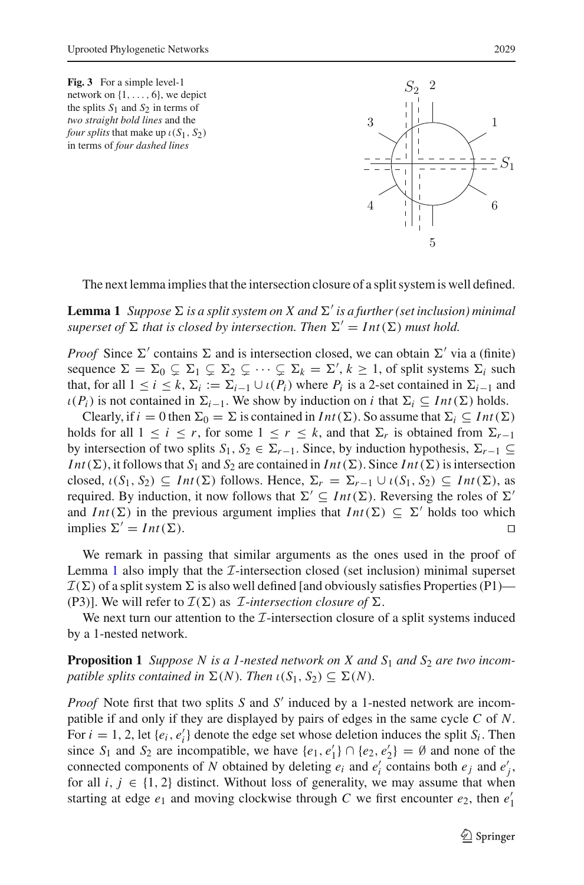**Fig. 3** For a simple level-1 network on $\{1, \ldots, 6\}$, we depict the splits $S_1$ and $S_2$ in terms of *two straight bold lines* and the *four splits* that make up $\iota(S_1, S_2)$ in terms of *four dashed lines*

The next lemma implies that the intersection closure of a split system is well defined.

**Lemma 1** *Suppose $\Sigma$ is a split system on $X$ and $\Sigma'$ is a further (set inclusion) minimal superset of $\Sigma$ that is closed by intersection. Then $\Sigma' = Int(\Sigma)$ must hold.*

*Proof* Since $\Sigma'$ contains $\Sigma$ and is intersection closed, we can obtain $\Sigma'$ via a (finite) sequence $\Sigma = \Sigma_0 \subsetneq \Sigma_1 \subsetneq \Sigma_2 \subsetneq \cdots \subsetneq \Sigma_k = \Sigma'$, $k \geq 1$, of split systems $\Sigma_i$ such that, for all $1 \leq i \leq k$, $\Sigma_i := \Sigma_{i-1} \cup \iota(P_i)$ where $P_i$ is a 2-set contained in $\Sigma_{i-1}$ and $\iota(P_i)$ is not contained in $\Sigma_{i-1}$. We show by induction on $i$ that $\Sigma_i \subseteq Int(\Sigma)$ holds.

Clearly, if $i = 0$ then $\Sigma_0 = \Sigma$ is contained in $Int(\Sigma)$. So assume that $\Sigma_i \subseteq Int(\Sigma)$ holds for all $1 \leq i \leq r$, for some $1 \leq r \leq k$, and that $\Sigma_r$ is obtained from $\Sigma_{r-1}$ by intersection of two splits $S_1, S_2 \in \Sigma_{r-1}$. Since, by induction hypothesis, $\Sigma_{r-1} \subseteq Int(\Sigma)$, it follows that $S_1$ and $S_2$ are contained in $Int(\Sigma)$. Since $Int(\Sigma)$ is intersection closed, $\iota(S_1, S_2) \subseteq Int(\Sigma)$ follows. Hence, $\Sigma_r = \Sigma_{r-1} \cup \iota(S_1, S_2) \subseteq Int(\Sigma)$, as required. By induction, it now follows that $\Sigma' \subseteq Int(\Sigma)$. Reversing the roles of $\Sigma'$ and $Int(\Sigma)$ in the previous argument implies that $Int(\Sigma) \subseteq \Sigma'$ holds too which implies $\Sigma' = Int(\Sigma)$. □

We remark in passing that similar arguments as the ones used in the proof of Lemma 1 also imply that the $\mathcal{I}$-intersection closed (set inclusion) minimal superset $\mathcal{I}(\Sigma)$ of a split system $\Sigma$ is also well defined [and obviously satisfies Properties (P1)—(P3)]. We will refer to $\mathcal{I}(\Sigma)$ as *$\mathcal{I}$-intersection closure of* $\Sigma$.

We next turn our attention to the $\mathcal{I}$-intersection closure of a split systems induced by a 1-nested network.

**Proposition 1** *Suppose $N$ is a 1-nested network on $X$ and $S_1$ and $S_2$ are two incompatible splits contained in $\Sigma(N)$. Then $\iota(S_1, S_2) \subseteq \Sigma(N)$.*

*Proof* Note first that two splits $S$ and $S'$ induced by a 1-nested network are incompatible if and only if they are displayed by pairs of edges in the same cycle $C$ of $N$. For $i = 1, 2$, let $\{e_i, e_i'\}$ denote the edge set whose deletion induces the split $S_i$. Then since $S_1$ and $S_2$ are incompatible, we have $\{e_1, e_1'\} \cap \{e_2, e_2'\} = \emptyset$ and none of the connected components of $N$ obtained by deleting $e_i$ and $e_i'$ contains both $e_j$ and $e_j'$, for all $i, j \in \{1, 2\}$ distinct. Without loss of generality, we may assume that when starting at edge $e_1$ and moving clockwise through $C$ we first encounter $e_2$, then $e_1'$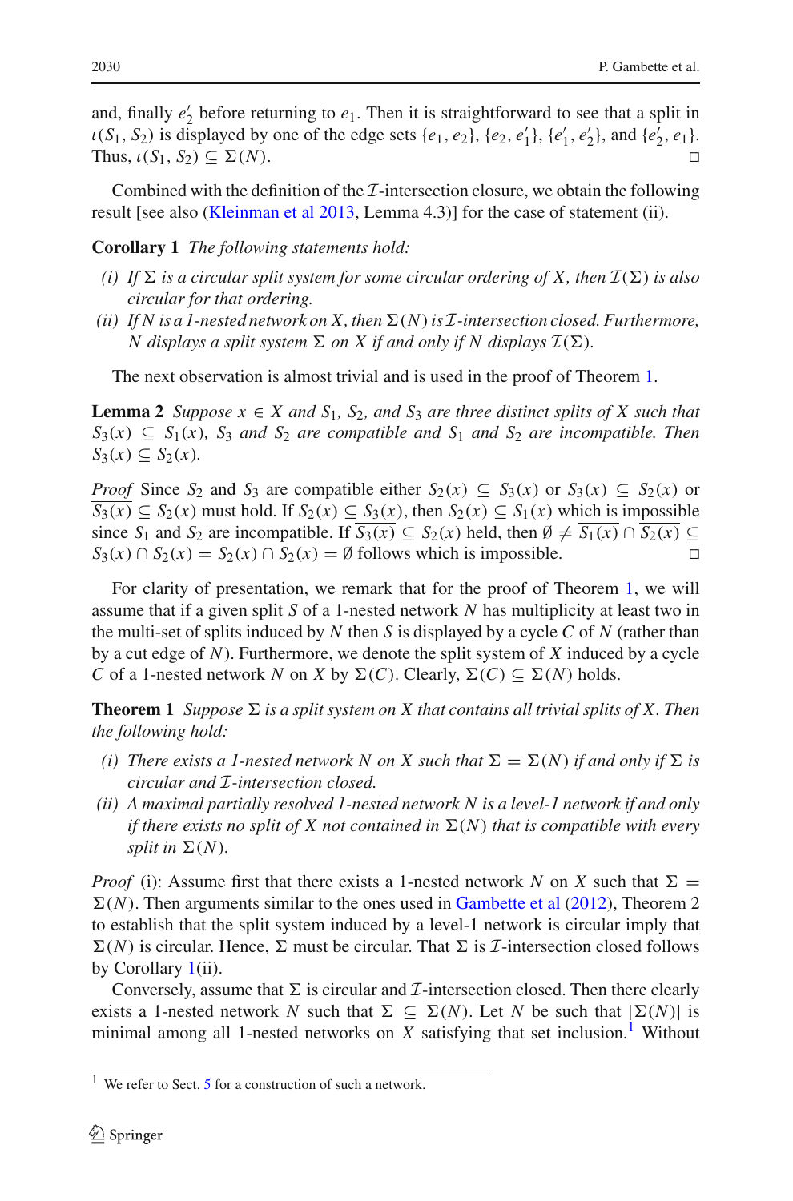and, finally $e_2'$ before returning to $e_1$. Then it is straightforward to see that a split in $\iota(S_1, S_2)$ is displayed by one of the edge sets $\{e_1, e_2\}$, $\{e_2, e_1'\}$, $\{e_1', e_2'\}$, and $\{e_2', e_1\}$. Thus, $\iota(S_1, S_2) \subseteq \Sigma(N)$. □

Combined with the definition of the $\mathcal{I}$-intersection closure, we obtain the following result [see also (Kleinman et al 2013, Lemma 4.3)] for the case of statement (ii).

**Corollary 1** *The following statements hold:*

*(i) If $\Sigma$ is a circular split system for some circular ordering of $X$, then $\mathcal{I}(\Sigma)$ is also circular for that ordering.*

*(ii) If $N$ is a 1-nested network on $X$, then $\Sigma(N)$ is $\mathcal{I}$-intersection closed. Furthermore, $N$ displays a split system $\Sigma$ on $X$ if and only if $N$ displays $\mathcal{I}(\Sigma)$.*

The next observation is almost trivial and is used in the proof of Theorem 1.

**Lemma 2** *Suppose $x \in X$ and $S_1$, $S_2$, and $S_3$ are three distinct splits of $X$ such that $S_3(x) \subseteq S_1(x)$, $S_3$ and $S_2$ are compatible and $S_1$ and $S_2$ are incompatible. Then $S_3(x) \subseteq S_2(x)$.*

*Proof* Since $S_2$ and $S_3$ are compatible either $S_2(x) \subseteq S_3(x)$ or $S_3(x) \subseteq S_2(x)$ or $\overline{S_3(x)} \subseteq S_2(x)$ must hold. If $S_2(x) \subseteq S_3(x)$, then $S_2(x) \subseteq S_1(x)$ which is impossible since $S_1$ and $S_2$ are incompatible. If $\overline{S_3(x)} \subseteq S_2(x)$ held, then $\emptyset \neq \overline{S_1(x)} \cap \overline{S_2(x)} \subseteq \overline{S_3(x)} \cap \overline{S_2(x)} = S_2(x) \cap \overline{S_2(x)} = \emptyset$ follows which is impossible. □

For clarity of presentation, we remark that for the proof of Theorem 1, we will assume that if a given split $S$ of a 1-nested network $N$ has multiplicity at least two in the multi-set of splits induced by $N$ then $S$ is displayed by a cycle $C$ of $N$ (rather than by a cut edge of $N$). Furthermore, we denote the split system of $X$ induced by a cycle $C$ of a 1-nested network $N$ on $X$ by $\Sigma(C)$. Clearly, $\Sigma(C) \subseteq \Sigma(N)$ holds.

**Theorem 1** *Suppose $\Sigma$ is a split system on $X$ that contains all trivial splits of $X$. Then the following hold:*

*(i) There exists a 1-nested network $N$ on $X$ such that $\Sigma = \Sigma(N)$ if and only if $\Sigma$ is circular and $\mathcal{I}$-intersection closed.*

*(ii) A maximal partially resolved 1-nested network $N$ is a level-1 network if and only if there exists no split of $X$ not contained in $\Sigma(N)$ that is compatible with every split in $\Sigma(N)$.*

*Proof* (i): Assume first that there exists a 1-nested network $N$ on $X$ such that $\Sigma = \Sigma(N)$. Then arguments similar to the ones used in Gambette et al (2012), Theorem 2 to establish that the split system induced by a level-1 network is circular imply that $\Sigma(N)$ is circular. Hence, $\Sigma$ must be circular. That $\Sigma$ is $\mathcal{I}$-intersection closed follows by Corollary 1(ii).

Conversely, assume that $\Sigma$ is circular and $\mathcal{I}$-intersection closed. Then there clearly exists a 1-nested network $N$ such that $\Sigma \subseteq \Sigma(N)$. Let $N$ be such that $|\Sigma(N)|$ is minimal among all 1-nested networks on $X$ satisfying that set inclusion.[1] Without

[1] We refer to Sect. 5 for a construction of such a network.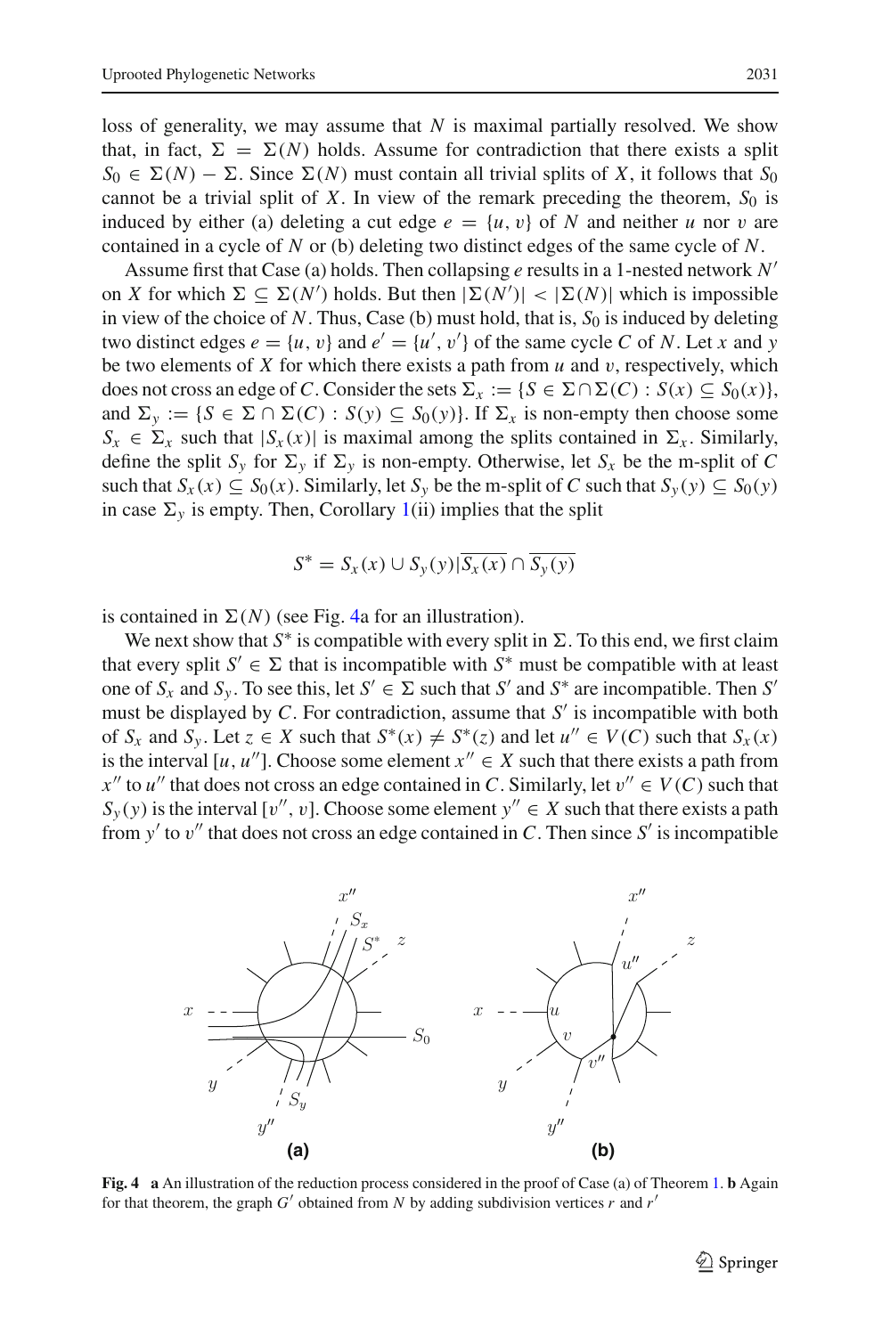loss of generality, we may assume that $N$ is maximal partially resolved. We show that, in fact, $\Sigma = \Sigma(N)$ holds. Assume for contradiction that there exists a split $S_0 \in \Sigma(N) - \Sigma$. Since $\Sigma(N)$ must contain all trivial splits of $X$, it follows that $S_0$ cannot be a trivial split of $X$. In view of the remark preceding the theorem, $S_0$ is induced by either (a) deleting a cut edge $e = \{u, v\}$ of $N$ and neither $u$ nor $v$ are contained in a cycle of $N$ or (b) deleting two distinct edges of the same cycle of $N$.

Assume first that Case (a) holds. Then collapsing $e$ results in a 1-nested network $N'$ on $X$ for which $\Sigma \subseteq \Sigma(N')$ holds. But then $|\Sigma(N')| < |\Sigma(N)|$ which is impossible in view of the choice of $N$. Thus, Case (b) must hold, that is, $S_0$ is induced by deleting two distinct edges $e = \{u, v\}$ and $e' = \{u', v'\}$ of the same cycle $C$ of $N$. Let $x$ and $y$ be two elements of $X$ for which there exists a path from $u$ and $v$, respectively, which does not cross an edge of $C$. Consider the sets $\Sigma_x := \{S \in \Sigma \cap \Sigma(C) : S(x) \subseteq S_0(x)\}$, and $\Sigma_y := \{S \in \Sigma \cap \Sigma(C) : S(y) \subseteq S_0(y)\}$. If $\Sigma_x$ is non-empty then choose some $S_x \in \Sigma_x$ such that $|S_x(x)|$ is maximal among the splits contained in $\Sigma_x$. Similarly, define the split $S_y$ for $\Sigma_y$ if $\Sigma_y$ is non-empty. Otherwise, let $S_x$ be the m-split of $C$ such that $S_x(x) \subseteq S_0(x)$. Similarly, let $S_y$ be the m-split of $C$ such that $S_y(y) \subseteq S_0(y)$ in case $\Sigma_y$ is empty. Then, Corollary 1(ii) implies that the split

$$S^* = S_x(x) \cup S_y(y) | \overline{S_x(x)} \cap \overline{S_y(y)}$$

is contained in $\Sigma(N)$ (see Fig. 4a for an illustration).

We next show that $S^*$ is compatible with every split in $\Sigma$. To this end, we first claim that every split $S' \in \Sigma$ that is incompatible with $S^*$ must be compatible with at least one of $S_x$ and $S_y$. To see this, let $S' \in \Sigma$ such that $S'$ and $S^*$ are incompatible. Then $S'$ must be displayed by $C$. For contradiction, assume that $S'$ is incompatible with both of $S_x$ and $S_y$. Let $z \in X$ such that $S^*(x) \neq S^*(z)$ and let $u'' \in V(C)$ such that $S_x(x)$ is the interval $[u, u'']$. Choose some element $x'' \in X$ such that there exists a path from $x''$ to $u''$ that does not cross an edge contained in $C$. Similarly, let $v'' \in V(C)$ such that $S_y(y)$ is the interval $[v'', v]$. Choose some element $y'' \in X$ such that there exists a path from $y'$ to $v''$ that does not cross an edge contained in $C$. Then since $S'$ is incompatible

**Fig. 4** **a** An illustration of the reduction process considered in the proof of Case (a) of Theorem 1. **b** Again for that theorem, the graph $G'$ obtained from $N$ by adding subdivision vertices $r$ and $r'$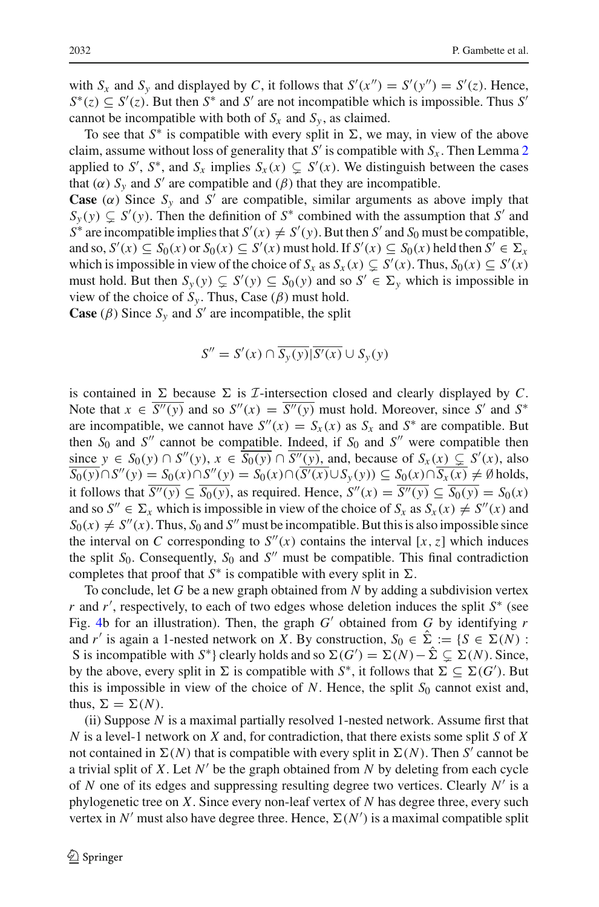with $S_x$ and $S_y$ and displayed by $C$, it follows that $S'(x'') = S'(y'') = S'(z)$. Hence, $S^*(z) \subseteq S'(z)$. But then $S^*$ and $S'$ are not incompatible which is impossible. Thus $S'$ cannot be incompatible with both of $S_x$ and $S_y$, as claimed.

To see that $S^*$ is compatible with every split in $\Sigma$, we may, in view of the above claim, assume without loss of generality that $S'$ is compatible with $S_x$. Then Lemma 2 applied to $S'$, $S^*$, and $S_x$ implies $S_x(x) \subsetneq S'(x)$. We distinguish between the cases that ($\alpha$) $S_y$ and $S'$ are compatible and ($\beta$) that they are incompatible.

**Case** ($\alpha$) Since $S_y$ and $S'$ are compatible, similar arguments as above imply that $S_y(y) \subsetneq S'(y)$. Then the definition of $S^*$ combined with the assumption that $S'$ and $S^*$ are incompatible implies that $S'(x) \neq S'(y)$. But then $S'$ and $S_0$ must be compatible, and so, $S'(x) \subseteq S_0(x)$ or $S_0(x) \subseteq S'(x)$ must hold. If $S'(x) \subseteq S_0(x)$ held then $S' \in \Sigma_x$ which is impossible in view of the choice of $S_x$ as $S_x(x) \subsetneq S'(x)$. Thus, $S_0(x) \subseteq S'(x)$ must hold. But then $S_y(y) \subsetneq S'(y) \subseteq S_0(y)$ and so $S' \in \Sigma_y$ which is impossible in view of the choice of $S_y$. Thus, Case ($\beta$) must hold.

**Case** ($\beta$) Since $S_y$ and $S'$ are incompatible, the split

$$S'' = S'(x) \cap \overline{S_y(y)} | \overline{S'(x)} \cup S_y(y)$$

is contained in $\Sigma$ because $\Sigma$ is $\mathcal{I}$-intersection closed and clearly displayed by $C$. Note that $x \in \overline{S''(y)}$ and so $S''(x) = \overline{S''(y)}$ must hold. Moreover, since $S'$ and $S^*$ are incompatible, we cannot have $S''(x) = S_x(x)$ as $S_x$ and $S^*$ are compatible. But then $S_0$ and $S''$ cannot be compatible. Indeed, if $S_0$ and $S''$ were compatible then since $y \in S_0(y) \cap S''(y)$, $x \in \overline{S_0(y)} \cap \overline{S''(y)}$, and, because of $S_x(x) \subsetneq S'(x)$, also $\overline{S_0(y)} \cap S''(y) = S_0(x) \cap S''(y) = S_0(x) \cap (\overline{S'(x)} \cup S_y(y)) \subseteq S_0(x) \cap \overline{S_x(x)} \neq \emptyset$ holds, it follows that $\overline{S''(y)} \subseteq \overline{S_0(y)}$, as required. Hence, $S''(x) = \overline{S''(y)} \subseteq \overline{S_0(y)} = S_0(x)$ and so $S'' \in \Sigma_x$ which is impossible in view of the choice of $S_x$ as $S_x(x) \neq S''(x)$ and $S_0(x) \neq S''(x)$. Thus, $S_0$ and $S''$ must be incompatible. But this is also impossible since the interval on $C$ corresponding to $S''(x)$ contains the interval $[x, z]$ which induces the split $S_0$. Consequently, $S_0$ and $S''$ must be compatible. This final contradiction completes that proof that $S^*$ is compatible with every split in $\Sigma$.

To conclude, let $G$ be a new graph obtained from $N$ by adding a subdivision vertex $r$ and $r'$, respectively, to each of two edges whose deletion induces the split $S^*$ (see Fig. 4b for an illustration). Then, the graph $G'$ obtained from $G$ by identifying $r$ and $r'$ is again a 1-nested network on $X$. By construction, $S_0 \in \hat{\Sigma} := \{S \in \Sigma(N) :$ S is incompatible with $S^*\}$ clearly holds and so $\Sigma(G') = \Sigma(N) - \hat{\Sigma} \subsetneq \Sigma(N)$. Since, by the above, every split in $\Sigma$ is compatible with $S^*$, it follows that $\Sigma \subseteq \Sigma(G')$. But this is impossible in view of the choice of $N$. Hence, the split $S_0$ cannot exist and, thus, $\Sigma = \Sigma(N)$.

(ii) Suppose $N$ is a maximal partially resolved 1-nested network. Assume first that $N$ is a level-1 network on $X$ and, for contradiction, that there exists some split $S$ of $X$ not contained in $\Sigma(N)$ that is compatible with every split in $\Sigma(N)$. Then $S$ cannot be a trivial split of $X$. Let $N'$ be the graph obtained from $N$ by deleting from each cycle of $N$ one of its edges and suppressing resulting degree two vertices. Clearly $N'$ is a phylogenetic tree on $X$. Since every non-leaf vertex of $N$ has degree three, every such vertex in $N'$ must also have degree three. Hence, $\Sigma(N')$ is a maximal compatible split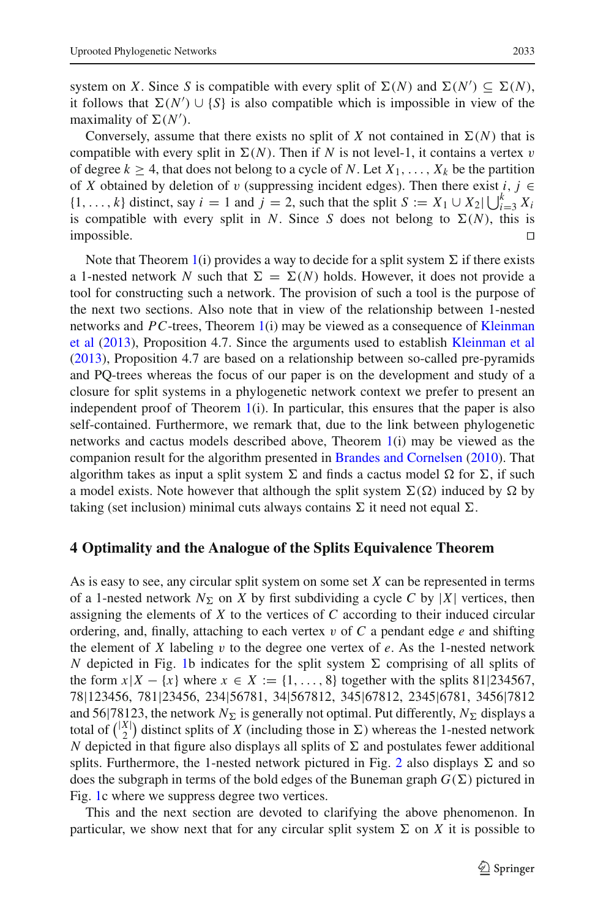system on $X$. Since $S$ is compatible with every split of $\Sigma(N)$ and $\Sigma(N') \subseteq \Sigma(N)$, it follows that $\Sigma(N') \cup \{S\}$ is also compatible which is impossible in view of the maximality of $\Sigma(N')$.

Conversely, assume that there exists no split of $X$ not contained in $\Sigma(N)$ that is compatible with every split in $\Sigma(N)$. Then if $N$ is not level-1, it contains a vertex $v$ of degree $k \geq 4$, that does not belong to a cycle of $N$. Let $X_1, \ldots, X_k$ be the partition of $X$ obtained by deletion of $v$ (suppressing incident edges). Then there exist $i, j \in \{1, \ldots, k\}$ distinct, say $i = 1$ and $j = 2$, such that the split $S := X_1 \cup X_2 | \bigcup_{i=3}^{k} X_i$ is compatible with every split in $N$. Since $S$ does not belong to $\Sigma(N)$, this is impossible. □

Note that Theorem 1(i) provides a way to decide for a split system $\Sigma$ if there exists a 1-nested network $N$ such that $\Sigma = \Sigma(N)$ holds. However, it does not provide a tool for constructing such a network. The provision of such a tool is the purpose of the next two sections. Also note that in view of the relationship between 1-nested networks and $PC$-trees, Theorem 1(i) may be viewed as a consequence of Kleinman et al (2013), Proposition 4.7. Since the arguments used to establish Kleinman et al (2013), Proposition 4.7 are based on a relationship between so-called pre-pyramids and PQ-trees whereas the focus of our paper is on the development and study of a closure for split systems in a phylogenetic network context we prefer to present an independent proof of Theorem 1(i). In particular, this ensures that the paper is also self-contained. Furthermore, we remark that, due to the link between phylogenetic networks and cactus models described above, Theorem 1(i) may be viewed as the companion result for the algorithm presented in Brandes and Cornelsen (2010). That algorithm takes as input a split system $\Sigma$ and finds a cactus model $\Omega$ for $\Sigma$, if such a model exists. Note however that although the split system $\Sigma(\Omega)$ induced by $\Omega$ by taking (set inclusion) minimal cuts always contains $\Sigma$ it need not equal $\Sigma$.

## 4 Optimality and the Analogue of the Splits Equivalence Theorem

As is easy to see, any circular split system on some set $X$ can be represented in terms of a 1-nested network $N_\Sigma$ on $X$ by first subdividing a cycle $C$ by $|X|$ vertices, then assigning the elements of $X$ to the vertices of $C$ according to their induced circular ordering, and, finally, attaching to each vertex $v$ of $C$ a pendant edge $e$ and shifting the element of $X$ labeling $v$ to the degree one vertex of $e$. As the 1-nested network $N$ depicted in Fig. 1b indicates for the split system $\Sigma$ comprising of all splits of the form $x|X - \{x\}$ where $x \in X := \{1, \ldots, 8\}$ together with the splits 81|234567, 78|123456, 781|23456, 234|56781, 34|567812, 345|67812, 2345|6781, 3456|7812 and 56|78123, the network $N_\Sigma$ is generally not optimal. Put differently, $N_\Sigma$ displays a total of $\binom{|X|}{2}$ distinct splits of $X$ (including those in $\Sigma$) whereas the 1-nested network $N$ depicted in that figure also displays all splits of $\Sigma$ and postulates fewer additional splits. Furthermore, the 1-nested network pictured in Fig. 2 also displays $\Sigma$ and so does the subgraph in terms of the bold edges of the Buneman graph $G(\Sigma)$ pictured in Fig. 1c where we suppress degree two vertices.

This and the next section are devoted to clarifying the above phenomenon. In particular, we show next that for any circular split system $\Sigma$ on $X$ it is possible to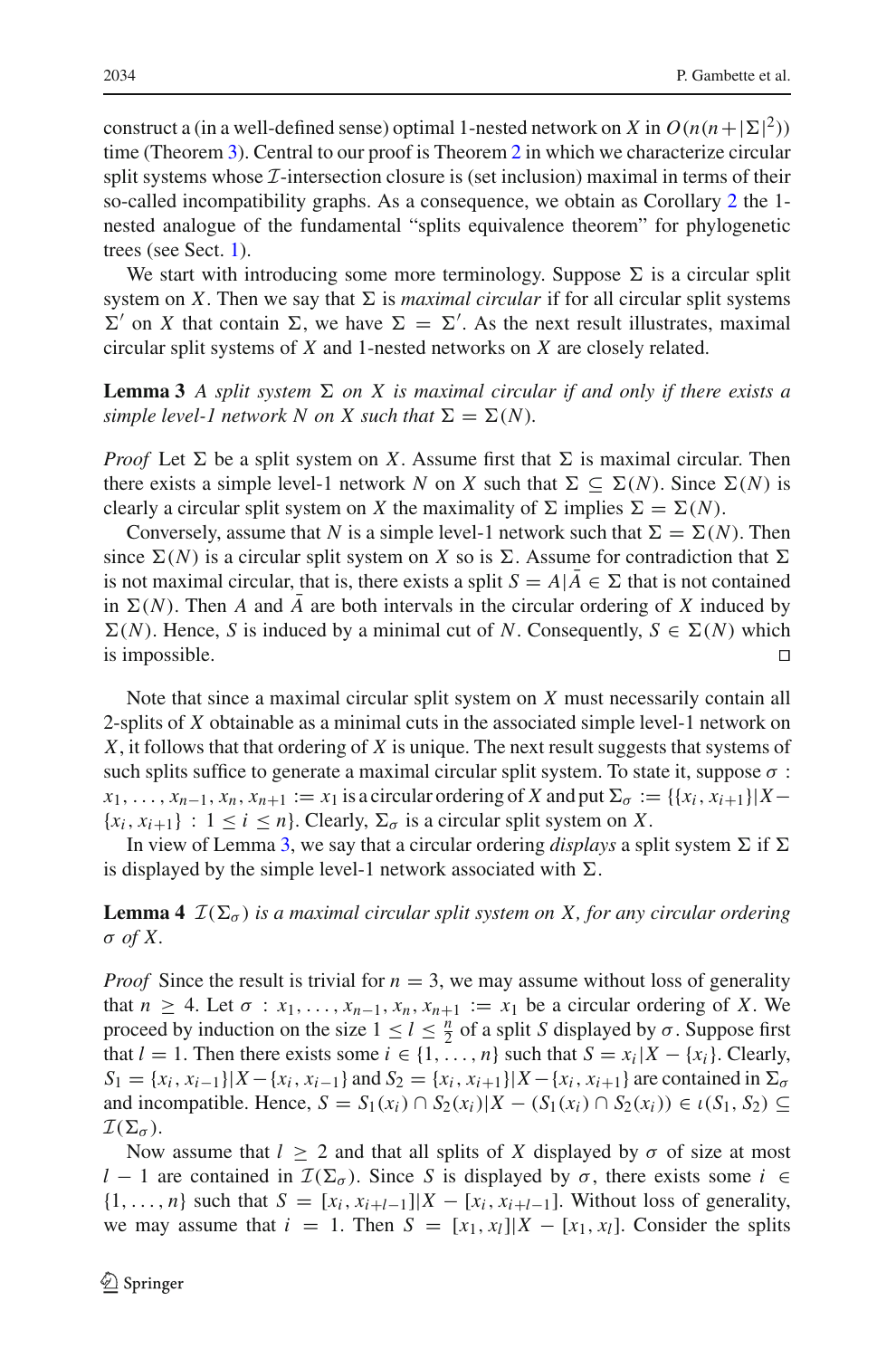construct a (in a well-defined sense) optimal 1-nested network on $X$ in $O(n(n+|\Sigma|^2))$ time (Theorem 3). Central to our proof is Theorem 2 in which we characterize circular split systems whose $\mathcal{I}$-intersection closure is (set inclusion) maximal in terms of their so-called incompatibility graphs. As a consequence, we obtain as Corollary 2 the 1-nested analogue of the fundamental "splits equivalence theorem" for phylogenetic trees (see Sect. 1).

We start with introducing some more terminology. Suppose $\Sigma$ is a circular split system on $X$. Then we say that $\Sigma$ is *maximal circular* if for all circular split systems $\Sigma'$ on $X$ that contain $\Sigma$, we have $\Sigma = \Sigma'$. As the next result illustrates, maximal circular split systems of $X$ and 1-nested networks on $X$ are closely related.

**Lemma 3** *A split system $\Sigma$ on $X$ is maximal circular if and only if there exists a simple level-1 network $N$ on $X$ such that $\Sigma = \Sigma(N)$.*

*Proof* Let $\Sigma$ be a split system on $X$. Assume first that $\Sigma$ is maximal circular. Then there exists a simple level-1 network $N$ on $X$ such that $\Sigma \subseteq \Sigma(N)$. Since $\Sigma(N)$ is clearly a circular split system on $X$ the maximality of $\Sigma$ implies $\Sigma = \Sigma(N)$.

Conversely, assume that $N$ is a simple level-1 network such that $\Sigma = \Sigma(N)$. Then since $\Sigma(N)$ is a circular split system on $X$ so is $\Sigma$. Assume for contradiction that $\Sigma$ is not maximal circular, that is, there exists a split $S = A|\bar{A} \in \Sigma$ that is not contained in $\Sigma(N)$. Then $A$ and $\bar{A}$ are both intervals in the circular ordering of $X$ induced by $\Sigma(N)$. Hence, $S$ is induced by a minimal cut of $N$. Consequently, $S \in \Sigma(N)$ which is impossible. □

Note that since a maximal circular split system on $X$ must necessarily contain all 2-splits of $X$ obtainable as a minimal cuts in the associated simple level-1 network on $X$, it follows that that ordering of $X$ is unique. The next result suggests that systems of such splits suffice to generate a maximal circular split system. To state it, suppose $\sigma$ : $x_1, \ldots, x_{n-1}, x_n, x_{n+1} := x_1$ is a circular ordering of $X$ and put $\Sigma_\sigma := \{\{x_i, x_{i+1}\}|X - \{x_i, x_{i+1}\} : 1 \leq i \leq n\}$. Clearly, $\Sigma_\sigma$ is a circular split system on $X$.

In view of Lemma 3, we say that a circular ordering *displays* a split system $\Sigma$ if $\Sigma$ is displayed by the simple level-1 network associated with $\Sigma$.

**Lemma 4** *$\mathcal{I}(\Sigma_\sigma)$ is a maximal circular split system on $X$, for any circular ordering $\sigma$ of $X$.*

*Proof* Since the result is trivial for $n = 3$, we may assume without loss of generality that $n \geq 4$. Let $\sigma$ : $x_1, \ldots, x_{n-1}, x_n, x_{n+1} := x_1$ be a circular ordering of $X$. We proceed by induction on the size $1 \leq l \leq \frac{n}{2}$ of a split $S$ displayed by $\sigma$. Suppose first that $l = 1$. Then there exists some $i \in \{1, \ldots, n\}$ such that $S = x_i|X - \{x_i\}$. Clearly, $S_1 = \{x_i, x_{i-1}\}|X - \{x_i, x_{i-1}\}$ and $S_2 = \{x_i, x_{i+1}\}|X - \{x_i, x_{i+1}\}$ are contained in $\Sigma_\sigma$ and incompatible. Hence, $S = S_1(x_i) \cap S_2(x_i)|X - (S_1(x_i) \cap S_2(x_i)) \in \iota(S_1, S_2) \subseteq \mathcal{I}(\Sigma_\sigma)$.

Now assume that $l \geq 2$ and that all splits of $X$ displayed by $\sigma$ of size at most $l - 1$ are contained in $\mathcal{I}(\Sigma_\sigma)$. Since $S$ is displayed by $\sigma$, there exists some $i \in \{1, \ldots, n\}$ such that $S = [x_i, x_{i+l-1}]|X - [x_i, x_{i+l-1}]$. Without loss of generality, we may assume that $i = 1$. Then $S = [x_1, x_l]|X - [x_1, x_l]$. Consider the splits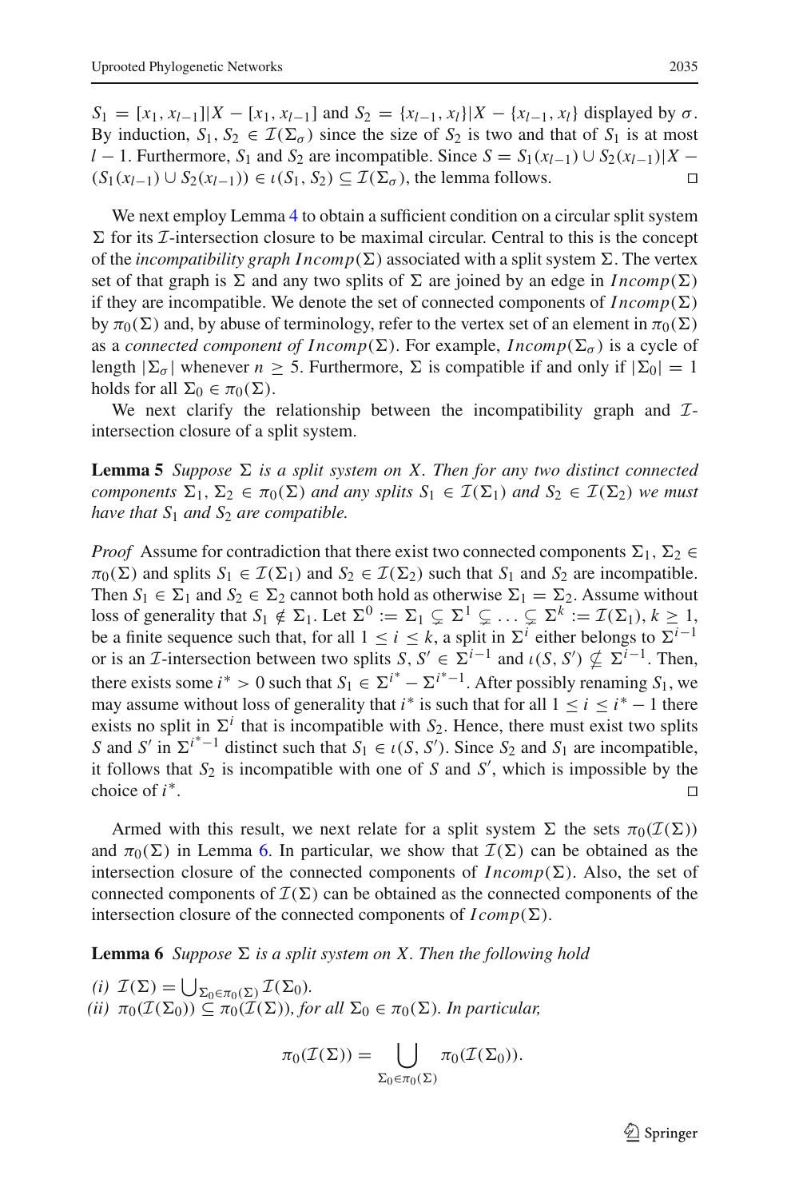$S_1 = [x_1, x_{l-1}]|X - [x_1, x_{l-1}]$ and $S_2 = \{x_{l-1}, x_l\}|X - \{x_{l-1}, x_l\}$ displayed by $\sigma$. By induction, $S_1, S_2 \in \mathcal{I}(\Sigma_\sigma)$ since the size of $S_2$ is two and that of $S_1$ is at most $l - 1$. Furthermore, $S_1$ and $S_2$ are incompatible. Since $S = S_1(x_{l-1}) \cup S_2(x_{l-1})|X - (S_1(x_{l-1}) \cup S_2(x_{l-1})) \in \iota(S_1, S_2) \subseteq \mathcal{I}(\Sigma_\sigma)$, the lemma follows. □

We next employ Lemma 4 to obtain a sufficient condition on a circular split system $\Sigma$ for its $\mathcal{I}$-intersection closure to be maximal circular. Central to this is the concept of the *incompatibility graph* $Incomp(\Sigma)$ associated with a split system $\Sigma$. The vertex set of that graph is $\Sigma$ and any two splits of $\Sigma$ are joined by an edge in $Incomp(\Sigma)$ if they are incompatible. We denote the set of connected components of $Incomp(\Sigma)$ by $\pi_0(\Sigma)$ and, by abuse of terminology, refer to the vertex set of an element in $\pi_0(\Sigma)$ as a *connected component of* $Incomp(\Sigma)$. For example, $Incomp(\Sigma_\sigma)$ is a cycle of length $|\Sigma_\sigma|$ whenever $n \geq 5$. Furthermore, $\Sigma$ is compatible if and only if $|\Sigma_0| = 1$ holds for all $\Sigma_0 \in \pi_0(\Sigma)$.

We next clarify the relationship between the incompatibility graph and $\mathcal{I}$-intersection closure of a split system.

**Lemma 5** *Suppose $\Sigma$ is a split system on $X$. Then for any two distinct connected components $\Sigma_1, \Sigma_2 \in \pi_0(\Sigma)$ and any splits $S_1 \in \mathcal{I}(\Sigma_1)$ and $S_2 \in \mathcal{I}(\Sigma_2)$ we must have that $S_1$ and $S_2$ are compatible.*

*Proof* Assume for contradiction that there exist two connected components $\Sigma_1, \Sigma_2 \in \pi_0(\Sigma)$ and splits $S_1 \in \mathcal{I}(\Sigma_1)$ and $S_2 \in \mathcal{I}(\Sigma_2)$ such that $S_1$ and $S_2$ are incompatible. Then $S_1 \in \Sigma_1$ and $S_2 \in \Sigma_2$ cannot both hold as otherwise $\Sigma_1 = \Sigma_2$. Assume without loss of generality that $S_1 \notin \Sigma_1$. Let $\Sigma^0 := \Sigma_1 \subsetneq \Sigma^1 \subsetneq \ldots \subsetneq \Sigma^k := \mathcal{I}(\Sigma_1)$, $k \geq 1$, be a finite sequence such that, for all $1 \leq i \leq k$, a split in $\Sigma^i$ either belongs to $\Sigma^{i-1}$ or is an $\mathcal{I}$-intersection between two splits $S, S' \in \Sigma^{i-1}$ and $\iota(S, S') \nsubseteq \Sigma^{i-1}$. Then, there exists some $i^* > 0$ such that $S_1 \in \Sigma^{i^*} - \Sigma^{i^*-1}$. After possibly renaming $S_1$, we may assume without loss of generality that $i^*$ is such that for all $1 \leq i \leq i^* - 1$ there exists no split in $\Sigma^i$ that is incompatible with $S_2$. Hence, there must exist two splits $S$ and $S'$ in $\Sigma^{i^*-1}$ distinct such that $S_1 \in \iota(S, S')$. Since $S_2$ and $S_1$ are incompatible, it follows that $S_2$ is incompatible with one of $S$ and $S'$, which is impossible by the choice of $i^*$. □

Armed with this result, we next relate for a split system $\Sigma$ the sets $\pi_0(\mathcal{I}(\Sigma))$ and $\pi_0(\Sigma)$ in Lemma 6. In particular, we show that $\mathcal{I}(\Sigma)$ can be obtained as the intersection closure of the connected components of $Incomp(\Sigma)$. Also, the set of connected components of $\mathcal{I}(\Sigma)$ can be obtained as the connected components of the intersection closure of the connected components of $Icomp(\Sigma)$.

**Lemma 6** *Suppose $\Sigma$ is a split system on $X$. Then the following hold*

*(i)* $\mathcal{I}(\Sigma) = \bigcup_{\Sigma_0 \in \pi_0(\Sigma)} \mathcal{I}(\Sigma_0)$.
*(ii)* $\pi_0(\mathcal{I}(\Sigma_0)) \subseteq \pi_0(\mathcal{I}(\Sigma))$, *for all* $\Sigma_0 \in \pi_0(\Sigma)$. *In particular,*

$$\pi_0(\mathcal{I}(\Sigma)) = \bigcup_{\Sigma_0 \in \pi_0(\Sigma)} \pi_0(\mathcal{I}(\Sigma_0)).$$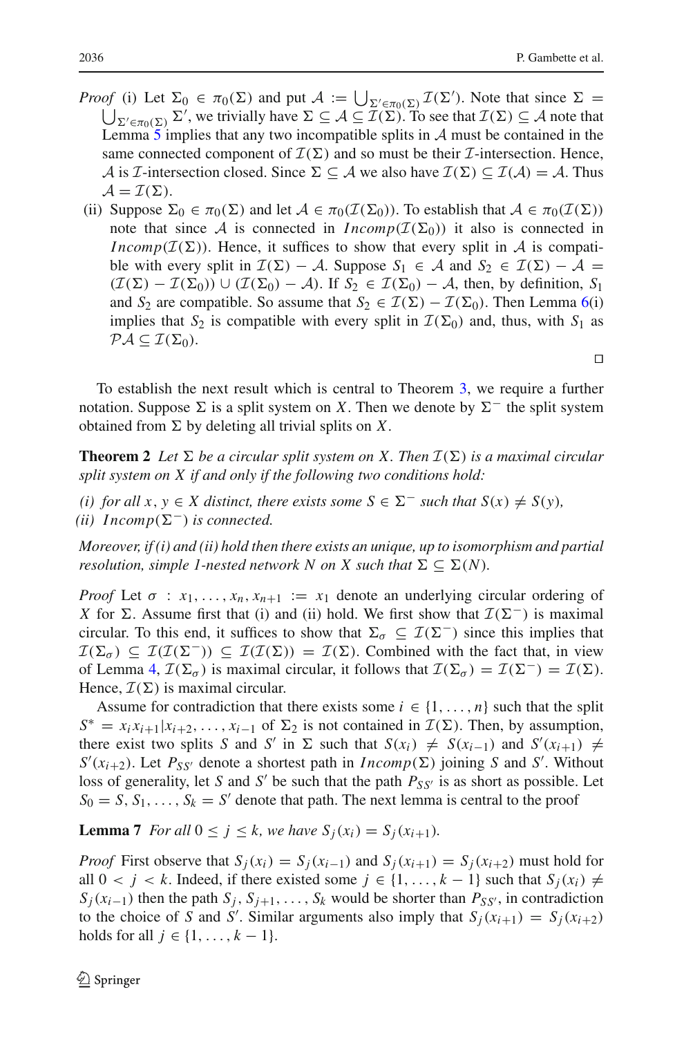*Proof* (i) Let $\Sigma_0 \in \pi_0(\Sigma)$ and put $\mathcal{A} := \bigcup_{\Sigma' \in \pi_0(\Sigma)} \mathcal{I}(\Sigma')$. Note that since $\Sigma = \bigcup_{\Sigma' \in \pi_0(\Sigma)} \Sigma'$, we trivially have $\Sigma \subseteq \mathcal{A} \subseteq \mathcal{I}(\Sigma)$. To see that $\mathcal{I}(\Sigma) \subseteq \mathcal{A}$ note that Lemma 5 implies that any two incompatible splits in $\mathcal{A}$ must be contained in the same connected component of $\mathcal{I}(\Sigma)$ and so must be their $\mathcal{I}$-intersection. Hence, $\mathcal{A}$ is $\mathcal{I}$-intersection closed. Since $\Sigma \subseteq \mathcal{A}$ we also have $\mathcal{I}(\Sigma) \subseteq \mathcal{I}(\mathcal{A}) = \mathcal{A}$. Thus $\mathcal{A} = \mathcal{I}(\Sigma)$.

(ii) Suppose $\Sigma_0 \in \pi_0(\Sigma)$ and let $\mathcal{A} \in \pi_0(\mathcal{I}(\Sigma_0))$. To establish that $\mathcal{A} \in \pi_0(\mathcal{I}(\Sigma))$ note that since $\mathcal{A}$ is connected in $Incomp(\mathcal{I}(\Sigma_0))$ it also is connected in $Incomp(\mathcal{I}(\Sigma))$. Hence, it suffices to show that every split in $\mathcal{A}$ is compatible with every split in $\mathcal{I}(\Sigma) - \mathcal{A}$. Suppose $S_1 \in \mathcal{A}$ and $S_2 \in \mathcal{I}(\Sigma) - \mathcal{A} = (\mathcal{I}(\Sigma) - \mathcal{I}(\Sigma_0)) \cup (\mathcal{I}(\Sigma_0) - \mathcal{A})$. If $S_2 \in \mathcal{I}(\Sigma_0) - \mathcal{A}$, then, by definition, $S_1$ and $S_2$ are compatible. So assume that $S_2 \in \mathcal{I}(\Sigma) - \mathcal{I}(\Sigma_0)$. Then Lemma 6(i) implies that $S_2$ is compatible with every split in $\mathcal{I}(\Sigma_0)$ and, thus, with $S_1$ as $\mathcal{P}\mathcal{A} \subseteq \mathcal{I}(\Sigma_0)$. □

To establish the next result which is central to Theorem 3, we require a further notation. Suppose $\Sigma$ is a split system on $X$. Then we denote by $\Sigma^-$ the split system obtained from $\Sigma$ by deleting all trivial splits on $X$.

**Theorem 2** *Let $\Sigma$ be a circular split system on $X$. Then $\mathcal{I}(\Sigma)$ is a maximal circular split system on $X$ if and only if the following two conditions hold:*

*(i) for all $x, y \in X$ distinct, there exists some $S \in \Sigma^-$ such that $S(x) \neq S(y)$,*
*(ii) $Incomp(\Sigma^-)$ is connected.*

*Moreover, if (i) and (ii) hold then there exists an unique, up to isomorphism and partial resolution, simple 1-nested network $N$ on $X$ such that $\Sigma \subseteq \Sigma(N)$.*

*Proof* Let $\sigma : x_1, \dots, x_n, x_{n+1} := x_1$ denote an underlying circular ordering of $X$ for $\Sigma$. Assume first that (i) and (ii) hold. We first show that $\mathcal{I}(\Sigma^-)$ is maximal circular. To this end, it suffices to show that $\Sigma_\sigma \subseteq \mathcal{I}(\Sigma^-)$ since this implies that $\mathcal{I}(\Sigma_\sigma) \subseteq \mathcal{I}(\mathcal{I}(\Sigma^-)) \subseteq \mathcal{I}(\mathcal{I}(\Sigma)) = \mathcal{I}(\Sigma)$. Combined with the fact that, in view of Lemma 4, $\mathcal{I}(\Sigma_\sigma)$ is maximal circular, it follows that $\mathcal{I}(\Sigma_\sigma) = \mathcal{I}(\Sigma^-) = \mathcal{I}(\Sigma)$. Hence, $\mathcal{I}(\Sigma)$ is maximal circular.

Assume for contradiction that there exists some $i \in \{1, \dots, n\}$ such that the split $S^* = x_i x_{i+1} | x_{i+2}, \dots, x_{i-1}$ of $\Sigma_2$ is not contained in $\mathcal{I}(\Sigma)$. Then, by assumption, there exist two splits $S$ and $S'$ in $\Sigma$ such that $S(x_i) \neq S(x_{i-1})$ and $S'(x_{i+1}) \neq S'(x_{i+2})$. Let $P_{SS'}$ denote a shortest path in $Incomp(\Sigma)$ joining $S$ and $S'$. Without loss of generality, let $S$ and $S'$ be such that the path $P_{SS'}$ is as short as possible. Let $S_0 = S, S_1, \dots, S_k = S'$ denote that path. The next lemma is central to the proof

**Lemma 7** *For all $0 \leq j \leq k$, we have $S_j(x_i) = S_j(x_{i+1})$.*

*Proof* First observe that $S_j(x_i) = S_j(x_{i-1})$ and $S_j(x_{i+1}) = S_j(x_{i+2})$ must hold for all $0 < j < k$. Indeed, if there existed some $j \in \{1, \dots, k-1\}$ such that $S_j(x_i) \neq S_j(x_{i-1})$ then the path $S_j, S_{j+1}, \dots, S_k$ would be shorter than $P_{SS'}$, in contradiction to the choice of $S$ and $S'$. Similar arguments also imply that $S_j(x_{i+1}) = S_j(x_{i+2})$ holds for all $j \in \{1, \dots, k-1\}$.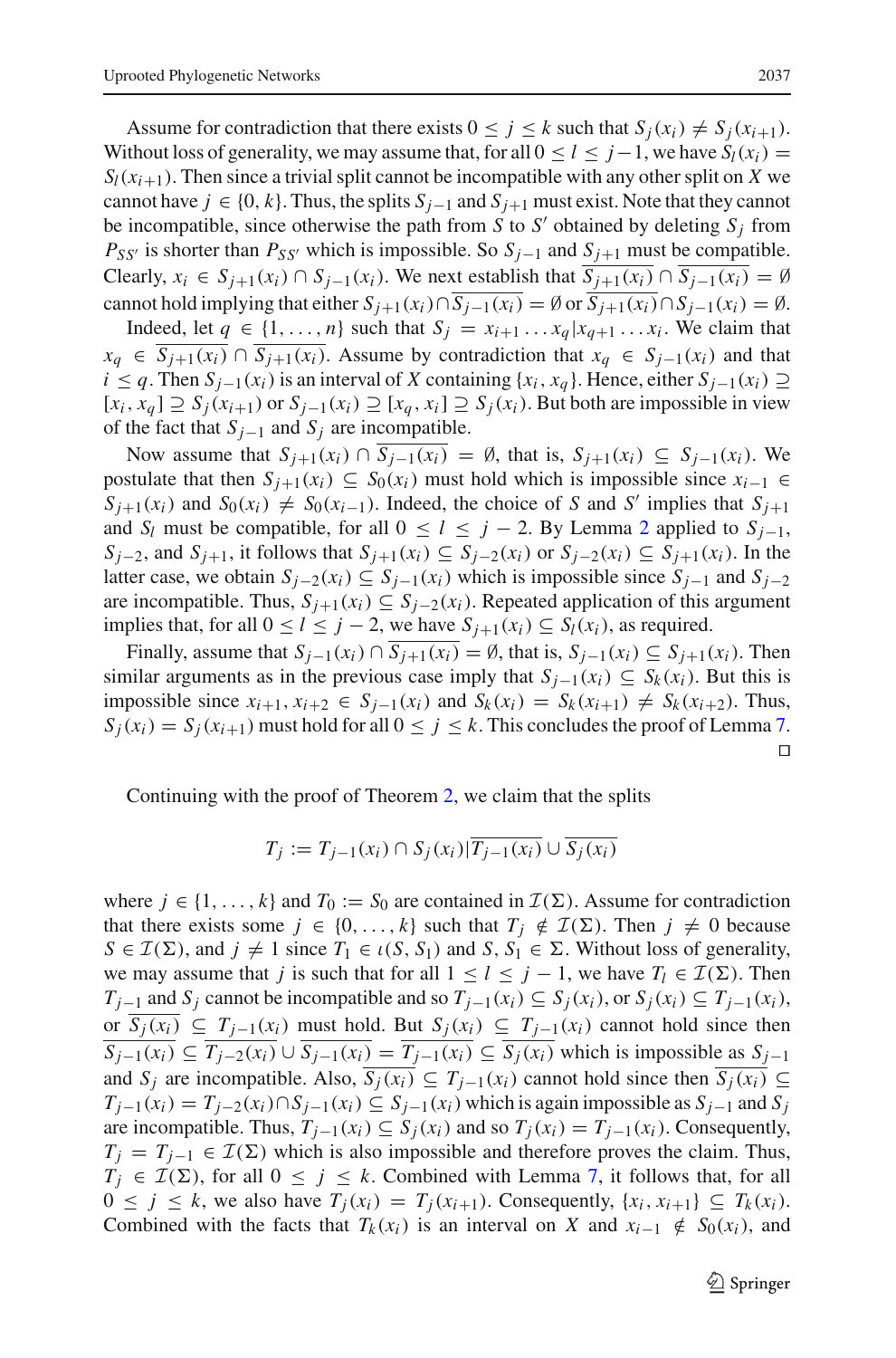Assume for contradiction that there exists $0 \leq j \leq k$ such that $S_j(x_i) \neq S_j(x_{i+1})$. Without loss of generality, we may assume that, for all $0 \leq l \leq j-1$, we have $S_l(x_i) = S_l(x_{i+1})$. Then since a trivial split cannot be incompatible with any other split on $X$ we cannot have $j \in \{0, k\}$. Thus, the splits $S_{j-1}$ and $S_{j+1}$ must exist. Note that they cannot be incompatible, since otherwise the path from $S$ to $S'$ obtained by deleting $S_j$ from $P_{SS'}$ is shorter than $P_{SS'}$ which is impossible. So $S_{j-1}$ and $S_{j+1}$ must be compatible. Clearly, $x_i \in S_{j+1}(x_i) \cap S_{j-1}(x_i)$. We next establish that $\overline{S_{j+1}(x_i)} \cap \overline{S_{j-1}(x_i)} = \emptyset$ cannot hold implying that either $S_{j+1}(x_i) \cap \overline{S_{j-1}(x_i)} = \emptyset$ or $\overline{S_{j+1}(x_i)} \cap S_{j-1}(x_i) = \emptyset$.

Indeed, let $q \in \{1, \ldots, n\}$ such that $S_j = x_{i+1} \ldots x_q | x_{q+1} \ldots x_i$. We claim that $x_q \in \overline{S_{j+1}(x_i)} \cap \overline{S_{j+1}(x_i)}$. Assume by contradiction that $x_q \in S_{j-1}(x_i)$ and that $i \leq q$. Then $S_{j-1}(x_i)$ is an interval of $X$ containing $\{x_i, x_q\}$. Hence, either $S_{j-1}(x_i) \supseteq [x_i, x_q] \supseteq S_j(x_{i+1})$ or $S_{j-1}(x_i) \supseteq [x_q, x_i] \supseteq S_j(x_i)$. But both are impossible in view of the fact that $S_{j-1}$ and $S_j$ are incompatible.

Now assume that $S_{j+1}(x_i) \cap \overline{S_{j-1}(x_i)} = \emptyset$, that is, $S_{j+1}(x_i) \subseteq S_{j-1}(x_i)$. We postulate that then $S_{j+1}(x_i) \subseteq S_0(x_i)$ must hold which is impossible since $x_{i-1} \in S_{j+1}(x_i)$ and $S_0(x_i) \neq S_0(x_{i-1})$. Indeed, the choice of $S$ and $S'$ implies that $S_{j+1}$ and $S_l$ must be compatible, for all $0 \leq l \leq j-2$. By Lemma 2 applied to $S_{j-1}$, $S_{j-2}$, and $S_{j+1}$, it follows that $S_{j+1}(x_i) \subseteq S_{j-2}(x_i)$ or $S_{j-2}(x_i) \subseteq S_{j+1}(x_i)$. In the latter case, we obtain $S_{j-2}(x_i) \subseteq S_{j-1}(x_i)$ which is impossible since $S_{j-1}$ and $S_{j-2}$ are incompatible. Thus, $S_{j+1}(x_i) \subseteq S_{j-2}(x_i)$. Repeated application of this argument implies that, for all $0 \leq l \leq j-2$, we have $S_{j+1}(x_i) \subseteq S_l(x_i)$, as required.

Finally, assume that $S_{j-1}(x_i) \cap \overline{S_{j+1}(x_i)} = \emptyset$, that is, $S_{j-1}(x_i) \subseteq S_{j+1}(x_i)$. Then similar arguments as in the previous case imply that $S_{j-1}(x_i) \subseteq S_k(x_i)$. But this is impossible since $x_{i+1}, x_{i+2} \in S_{j-1}(x_i)$ and $S_k(x_i) = S_k(x_{i+1}) \neq S_k(x_{i+2})$. Thus, $S_j(x_i) = S_j(x_{i+1})$ must hold for all $0 \leq j \leq k$. This concludes the proof of Lemma 7. □

Continuing with the proof of Theorem 2, we claim that the splits

$$T_j := T_{j-1}(x_i) \cap S_j(x_i) | \overline{T_{j-1}(x_i)} \cup \overline{S_j(x_i)}$$

where $j \in \{1, \ldots, k\}$ and $T_0 := S_0$ are contained in $\mathcal{I}(\Sigma)$. Assume for contradiction that there exists some $j \in \{0, \ldots, k\}$ such that $T_j \notin \mathcal{I}(\Sigma)$. Then $j \neq 0$ because $S \in \mathcal{I}(\Sigma)$, and $j \neq 1$ since $T_1 \in \iota(S, S_1)$ and $S, S_1 \in \Sigma$. Without loss of generality, we may assume that $j$ is such that for all $1 \leq l \leq j-1$, we have $T_l \in \mathcal{I}(\Sigma)$. Then $T_{j-1}$ and $S_j$ cannot be incompatible and so $T_{j-1}(x_i) \subseteq S_j(x_i)$, or $S_j(x_i) \subseteq T_{j-1}(x_i)$, or $\overline{S_j(x_i)} \subseteq T_{j-1}(x_i)$ must hold. But $S_j(x_i) \subseteq T_{j-1}(x_i)$ cannot hold since then $\overline{S_{j-1}(x_i)} \subseteq \overline{T_{j-2}(x_i)} \cup \overline{S_{j-1}(x_i)} = \overline{T_{j-1}(x_i)} \subseteq \overline{S_j(x_i)}$ which is impossible as $S_{j-1}$ and $S_j$ are incompatible. Also, $\overline{S_j(x_i)} \subseteq T_{j-1}(x_i)$ cannot hold since then $\overline{S_j(x_i)} \subseteq T_{j-1}(x_i) = T_{j-2}(x_i) \cap S_{j-1}(x_i) \subseteq S_{j-1}(x_i)$ which is again impossible as $S_{j-1}$ and $S_j$ are incompatible. Thus, $T_{j-1}(x_i) \subseteq S_j(x_i)$ and so $T_j(x_i) = T_{j-1}(x_i)$. Consequently, $T_j = T_{j-1} \in \mathcal{I}(\Sigma)$ which is also impossible and therefore proves the claim. Thus, $T_j \in \mathcal{I}(\Sigma)$, for all $0 \leq j \leq k$. Combined with Lemma 7, it follows that, for all $0 \leq j \leq k$, we also have $T_j(x_i) = T_j(x_{i+1})$. Consequently, $\{x_i, x_{i+1}\} \subseteq T_k(x_i)$. Combined with the facts that $T_k(x_i)$ is an interval on $X$ and $x_{i-1} \notin S_0(x_i)$, and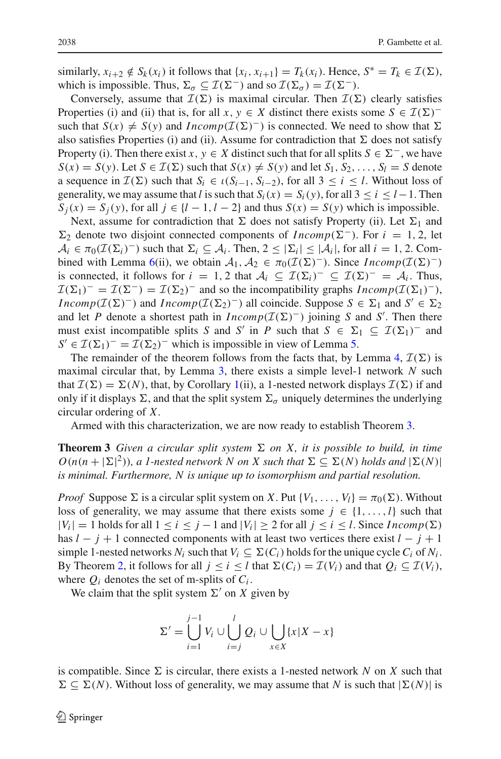similarly, $x_{i+2} \notin S_k(x_i)$ it follows that $\{x_i, x_{i+1}\} = T_k(x_i)$. Hence, $S^* = T_k \in \mathcal{I}(\Sigma)$, which is impossible. Thus, $\Sigma_\sigma \subseteq \mathcal{I}(\Sigma^-)$ and so $\mathcal{I}(\Sigma_\sigma) = \mathcal{I}(\Sigma^-)$.

Conversely, assume that $\mathcal{I}(\Sigma)$ is maximal circular. Then $\mathcal{I}(\Sigma)$ clearly satisfies Properties (i) and (ii) that is, for all $x, y \in X$ distinct there exists some $S \in \mathcal{I}(\Sigma)^-$ such that $S(x) \neq S(y)$ and $Incomp(\mathcal{I}(\Sigma)^-)$ is connected. We need to show that $\Sigma$ also satisfies Properties (i) and (ii). Assume for contradiction that $\Sigma$ does not satisfy Property (i). Then there exist $x, y \in X$ distinct such that for all splits $S \in \Sigma^-$, we have $S(x) = S(y)$. Let $S \in \mathcal{I}(\Sigma)$ such that $S(x) \neq S(y)$ and let $S_1, S_2, \ldots, S_l = S$ denote a sequence in $\mathcal{I}(\Sigma)$ such that $S_i \in \iota(S_{i-1}, S_{i-2})$, for all $3 \leq i \leq l$. Without loss of generality, we may assume that $l$ is such that $S_i(x) = S_i(y)$, for all $3 \leq i \leq l-1$. Then $S_j(x) = S_j(y)$, for all $j \in \{l-1, l-2\}$ and thus $S(x) = S(y)$ which is impossible.

Next, assume for contradiction that $\Sigma$ does not satisfy Property (ii). Let $\Sigma_1$ and $\Sigma_2$ denote two disjoint connected components of $Incomp(\Sigma^-)$. For $i = 1, 2$, let $\mathcal{A}_i \in \pi_0(\mathcal{I}(\Sigma_i)^-)$ such that $\Sigma_i \subseteq \mathcal{A}_i$. Then, $2 \leq |\Sigma_i| \leq |\mathcal{A}_i|$, for all $i = 1, 2$. Combined with Lemma 6(ii), we obtain $\mathcal{A}_1, \mathcal{A}_2 \in \pi_0(\mathcal{I}(\Sigma)^-)$. Since $Incomp(\mathcal{I}(\Sigma)^-)$ is connected, it follows for $i = 1, 2$ that $\mathcal{A}_i \subseteq \mathcal{I}(\Sigma_i)^- \subseteq \mathcal{I}(\Sigma)^- = \mathcal{A}_i$. Thus, $\mathcal{I}(\Sigma_1)^- = \mathcal{I}(\Sigma^-) = \mathcal{I}(\Sigma_2)^-$ and so the incompatibility graphs $Incomp(\mathcal{I}(\Sigma_1)^-)$, $Incomp(\mathcal{I}(\Sigma)^-)$ and $Incomp(\mathcal{I}(\Sigma_2)^-)$ all coincide. Suppose $S \in \Sigma_1$ and $S' \in \Sigma_2$ and let $P$ denote a shortest path in $Incomp(\mathcal{I}(\Sigma)^-)$ joining $S$ and $S'$. Then there must exist incompatible splits $S$ and $S'$ in $P$ such that $S \in \Sigma_1 \subseteq \mathcal{I}(\Sigma_1)^-$ and $S' \in \mathcal{I}(\Sigma_1)^- = \mathcal{I}(\Sigma_2)^-$ which is impossible in view of Lemma 5.

The remainder of the theorem follows from the facts that, by Lemma 4, $\mathcal{I}(\Sigma)$ is maximal circular that, by Lemma 3, there exists a simple level-1 network $N$ such that $\mathcal{I}(\Sigma) = \Sigma(N)$, that, by Corollary 1(ii), a 1-nested network displays $\mathcal{I}(\Sigma)$ if and only if it displays $\Sigma$, and that the split system $\Sigma_\sigma$ uniquely determines the underlying circular ordering of $X$.

Armed with this characterization, we are now ready to establish Theorem 3.

**Theorem 3** *Given a circular split system $\Sigma$ on $X$, it is possible to build, in time $O(n(n + |\Sigma|^2))$, a 1-nested network $N$ on $X$ such that $\Sigma \subseteq \Sigma(N)$ holds and $|\Sigma(N)|$ is minimal. Furthermore, $N$ is unique up to isomorphism and partial resolution.*

*Proof* Suppose $\Sigma$ is a circular split system on $X$. Put $\{V_1, \ldots, V_l\} = \pi_0(\Sigma)$. Without loss of generality, we may assume that there exists some $j \in \{1, \ldots, l\}$ such that $|V_i| = 1$ holds for all $1 \leq i \leq j-1$ and $|V_i| \geq 2$ for all $j \leq i \leq l$. Since $Incomp(\Sigma)$ has $l - j + 1$ connected components with at least two vertices there exist $l - j + 1$ simple 1-nested networks $N_i$ such that $V_i \subseteq \Sigma(C_i)$ holds for the unique cycle $C_i$ of $N_i$. By Theorem 2, it follows for all $j \leq i \leq l$ that $\Sigma(C_i) = \mathcal{I}(V_i)$ and that $Q_i \subseteq \mathcal{I}(V_i)$, where $Q_i$ denotes the set of m-splits of $C_i$.

We claim that the split system $\Sigma'$ on $X$ given by

$$\Sigma' = \bigcup_{i=1}^{j-1} V_i \cup \bigcup_{i=j}^{l} Q_i \cup \bigcup_{x \in X} \{x|X - x\}$$

is compatible. Since $\Sigma$ is circular, there exists a 1-nested network $N$ on $X$ such that $\Sigma \subseteq \Sigma(N)$. Without loss of generality, we may assume that $N$ is such that $|\Sigma(N)|$ is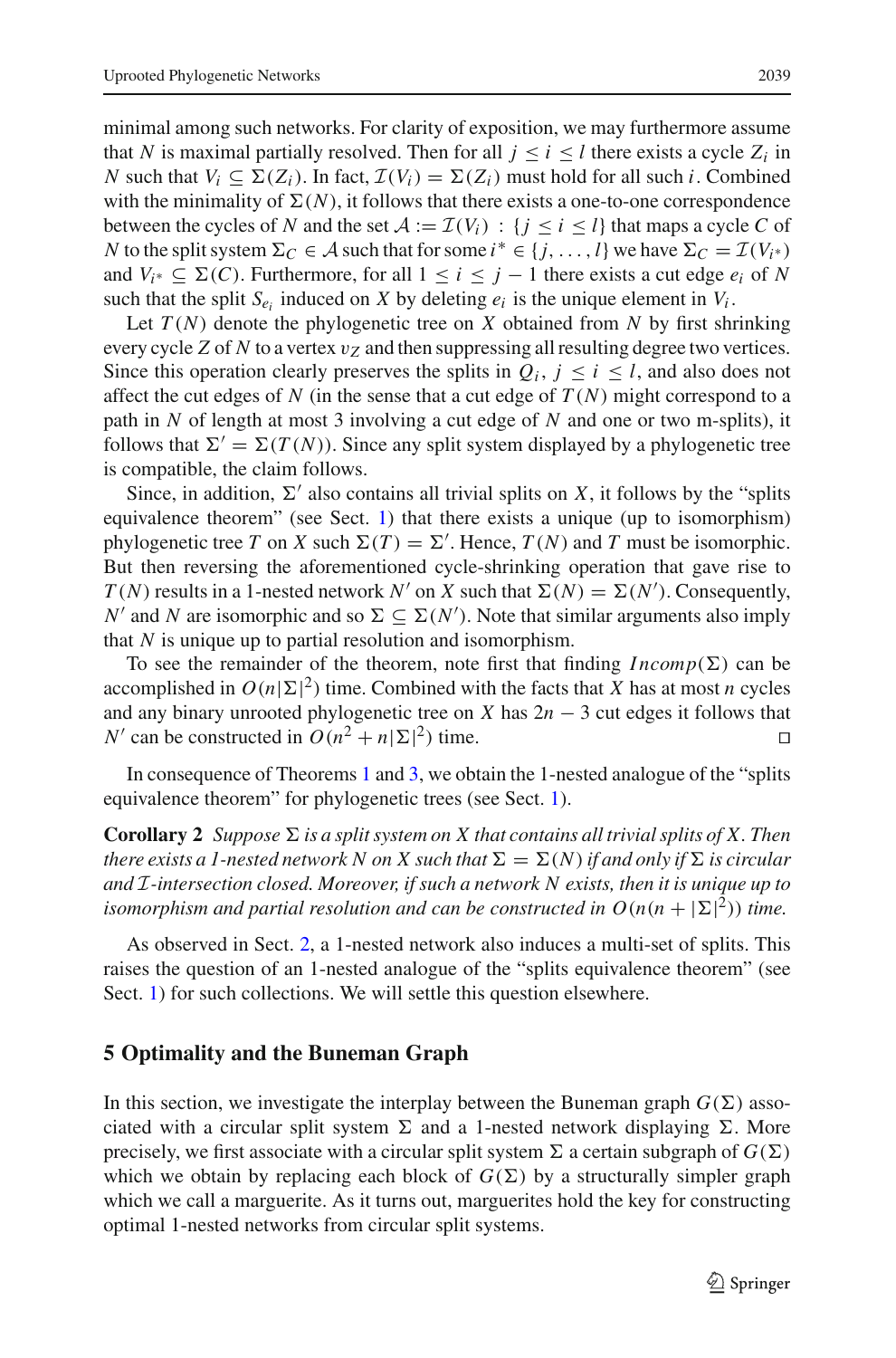minimal among such networks. For clarity of exposition, we may furthermore assume that $N$ is maximal partially resolved. Then for all $j \leq i \leq l$ there exists a cycle $Z_i$ in $N$ such that $V_i \subseteq \Sigma(Z_i)$. In fact, $\mathcal{I}(V_i) = \Sigma(Z_i)$ must hold for all such $i$. Combined with the minimality of $\Sigma(N)$, it follows that there exists a one-to-one correspondence between the cycles of $N$ and the set $\mathcal{A} := \mathcal{I}(V_i) : \{j \leq i \leq l\}$ that maps a cycle $C$ of $N$ to the split system $\Sigma_C \in \mathcal{A}$ such that for some $i^* \in \{j, \ldots, l\}$ we have $\Sigma_C = \mathcal{I}(V_{i^*})$ and $V_{i^*} \subseteq \Sigma(C)$. Furthermore, for all $1 \leq i \leq j-1$ there exists a cut edge $e_i$ of $N$ such that the split $S_{e_i}$ induced on $X$ by deleting $e_i$ is the unique element in $V_i$.

Let $T(N)$ denote the phylogenetic tree on $X$ obtained from $N$ by first shrinking every cycle $Z$ of $N$ to a vertex $v_Z$ and then suppressing all resulting degree two vertices. Since this operation clearly preserves the splits in $Q_i$, $j \leq i \leq l$, and also does not affect the cut edges of $N$ (in the sense that a cut edge of $T(N)$ might correspond to a path in $N$ of length at most 3 involving a cut edge of $N$ and one or two m-splits), it follows that $\Sigma' = \Sigma(T(N))$. Since any split system displayed by a phylogenetic tree is compatible, the claim follows.

Since, in addition, $\Sigma'$ also contains all trivial splits on $X$, it follows by the "splits equivalence theorem" (see Sect. 1) that there exists a unique (up to isomorphism) phylogenetic tree $T$ on $X$ such $\Sigma(T) = \Sigma'$. Hence, $T(N)$ and $T$ must be isomorphic. But then reversing the aforementioned cycle-shrinking operation that gave rise to $T(N)$ results in a 1-nested network $N'$ on $X$ such that $\Sigma(N) = \Sigma(N')$. Consequently, $N'$ and $N$ are isomorphic and so $\Sigma \subseteq \Sigma(N')$. Note that similar arguments also imply that $N$ is unique up to partial resolution and isomorphism.

To see the remainder of the theorem, note first that finding $Incomp(\Sigma)$ can be accomplished in $O(n|\Sigma|^2)$ time. Combined with the facts that $X$ has at most $n$ cycles and any binary unrooted phylogenetic tree on $X$ has $2n-3$ cut edges it follows that $N'$ can be constructed in $O(n^2 + n|\Sigma|^2)$ time. □

In consequence of Theorems 1 and 3, we obtain the 1-nested analogue of the "splits equivalence theorem" for phylogenetic trees (see Sect. 1).

**Corollary 2** *Suppose $\Sigma$ is a split system on $X$ that contains all trivial splits of $X$. Then there exists a 1-nested network $N$ on $X$ such that $\Sigma = \Sigma(N)$ if and only if $\Sigma$ is circular and $\mathcal{I}$-intersection closed. Moreover, if such a network $N$ exists, then it is unique up to isomorphism and partial resolution and can be constructed in $O(n(n + |\Sigma|^2))$ time.*

As observed in Sect. 2, a 1-nested network also induces a multi-set of splits. This raises the question of an 1-nested analogue of the "splits equivalence theorem" (see Sect. 1) for such collections. We will settle this question elsewhere.

## 5 Optimality and the Buneman Graph

In this section, we investigate the interplay between the Buneman graph $G(\Sigma)$ associated with a circular split system $\Sigma$ and a 1-nested network displaying $\Sigma$. More precisely, we first associate with a circular split system $\Sigma$ a certain subgraph of $G(\Sigma)$ which we obtain by replacing each block of $G(\Sigma)$ by a structurally simpler graph which we call a marguerite. As it turns out, marguerites hold the key for constructing optimal 1-nested networks from circular split systems.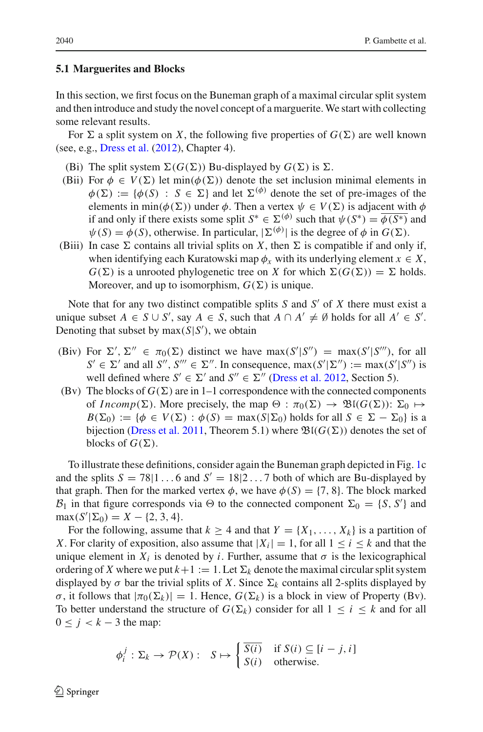### 5.1 Marguerites and Blocks

In this section, we first focus on the Buneman graph of a maximal circular split system and then introduce and study the novel concept of a marguerite. We start with collecting some relevant results.

For $\Sigma$ a split system on $X$, the following five properties of $G(\Sigma)$ are well known (see, e.g., Dress et al. (2012), Chapter 4).

- (Bi) The split system $\Sigma(G(\Sigma))$ Bu-displayed by $G(\Sigma)$ is $\Sigma$.
- (Bii) For $\phi \in V(\Sigma)$ let $\min(\phi(\Sigma))$ denote the set inclusion minimal elements in $\phi(\Sigma) := \{\phi(S) : S \in \Sigma\}$ and let $\Sigma^{(\phi)}$ denote the set of pre-images of the elements in $\min(\phi(\Sigma))$ under $\phi$. Then a vertex $\psi \in V(\Sigma)$ is adjacent with $\phi$ if and only if there exists some split $S^* \in \Sigma^{(\phi)}$ such that $\psi(S^*) = \overline{\phi(S^*)}$ and $\psi(S) = \phi(S)$, otherwise. In particular, $|\Sigma^{(\phi)}|$ is the degree of $\phi$ in $G(\Sigma)$.
- (Biii) In case $\Sigma$ contains all trivial splits on $X$, then $\Sigma$ is compatible if and only if, when identifying each Kuratowski map $\phi_x$ with its underlying element $x \in X$, $G(\Sigma)$ is a unrooted phylogenetic tree on $X$ for which $\Sigma(G(\Sigma)) = \Sigma$ holds. Moreover, and up to isomorphism, $G(\Sigma)$ is unique.

Note that for any two distinct compatible splits $S$ and $S'$ of $X$ there must exist a unique subset $A \in S \cup S'$, say $A \in S$, such that $A \cap A' \neq \emptyset$ holds for all $A' \in S'$. Denoting that subset by $\max(S|S')$, we obtain

- (Biv) For $\Sigma', \Sigma'' \in \pi_0(\Sigma)$ distinct we have $\max(S'|S'') = \max(S'|S''')$, for all $S' \in \Sigma'$ and all $S'', S''' \in \Sigma''$. In consequence, $\max(S'|\Sigma'') := \max(S'|S'')$ is well defined where $S' \in \Sigma'$ and $S'' \in \Sigma''$ (Dress et al. 2012, Section 5).
- (Bv) The blocks of $G(\Sigma)$ are in 1–1 correspondence with the connected components of $Incomp(\Sigma)$. More precisely, the map $\Theta : \pi_0(\Sigma) \to \mathfrak{Bl}(G(\Sigma))$: $\Sigma_0 \mapsto B(\Sigma_0) := \{\phi \in V(\Sigma) : \phi(S) = \max(S|\Sigma_0)$ holds for all $S \in \Sigma - \Sigma_0\}$ is a bijection (Dress et al. 2011, Theorem 5.1) where $\mathfrak{Bl}(G(\Sigma))$ denotes the set of blocks of $G(\Sigma)$.

To illustrate these definitions, consider again the Buneman graph depicted in Fig. 1c and the splits $S = 78|1\ldots6$ and $S' = 18|2\ldots7$ both of which are Bu-displayed by that graph. Then for the marked vertex $\phi$, we have $\phi(S) = \{7, 8\}$. The block marked $\mathcal{B}_1$ in that figure corresponds via $\Theta$ to the connected component $\Sigma_0 = \{S, S'\}$ and $\max(S'|\Sigma_0) = X - \{2, 3, 4\}$.

For the following, assume that $k \geq 4$ and that $Y = \{X_1, \ldots, X_k\}$ is a partition of $X$. For clarity of exposition, also assume that $|X_i| = 1$, for all $1 \leq i \leq k$ and that the unique element in $X_i$ is denoted by $i$. Further, assume that $\sigma$ is the lexicographical ordering of $X$ where we put $k+1 := 1$. Let $\Sigma_k$ denote the maximal circular split system displayed by $\sigma$ bar the trivial splits of $X$. Since $\Sigma_k$ contains all 2-splits displayed by $\sigma$, it follows that $|\pi_0(\Sigma_k)| = 1$. Hence, $G(\Sigma_k)$ is a block in view of Property (Bv). To better understand the structure of $G(\Sigma_k)$ consider for all $1 \leq i \leq k$ and for all $0 \leq j < k - 3$ the map:

$$\phi_i^j : \Sigma_k \to \mathcal{P}(X) : \quad S \mapsto \begin{cases} \overline{S(i)} & \text{if } S(i) \subseteq [i-j, i] \\ S(i) & \text{otherwise.} \end{cases}$$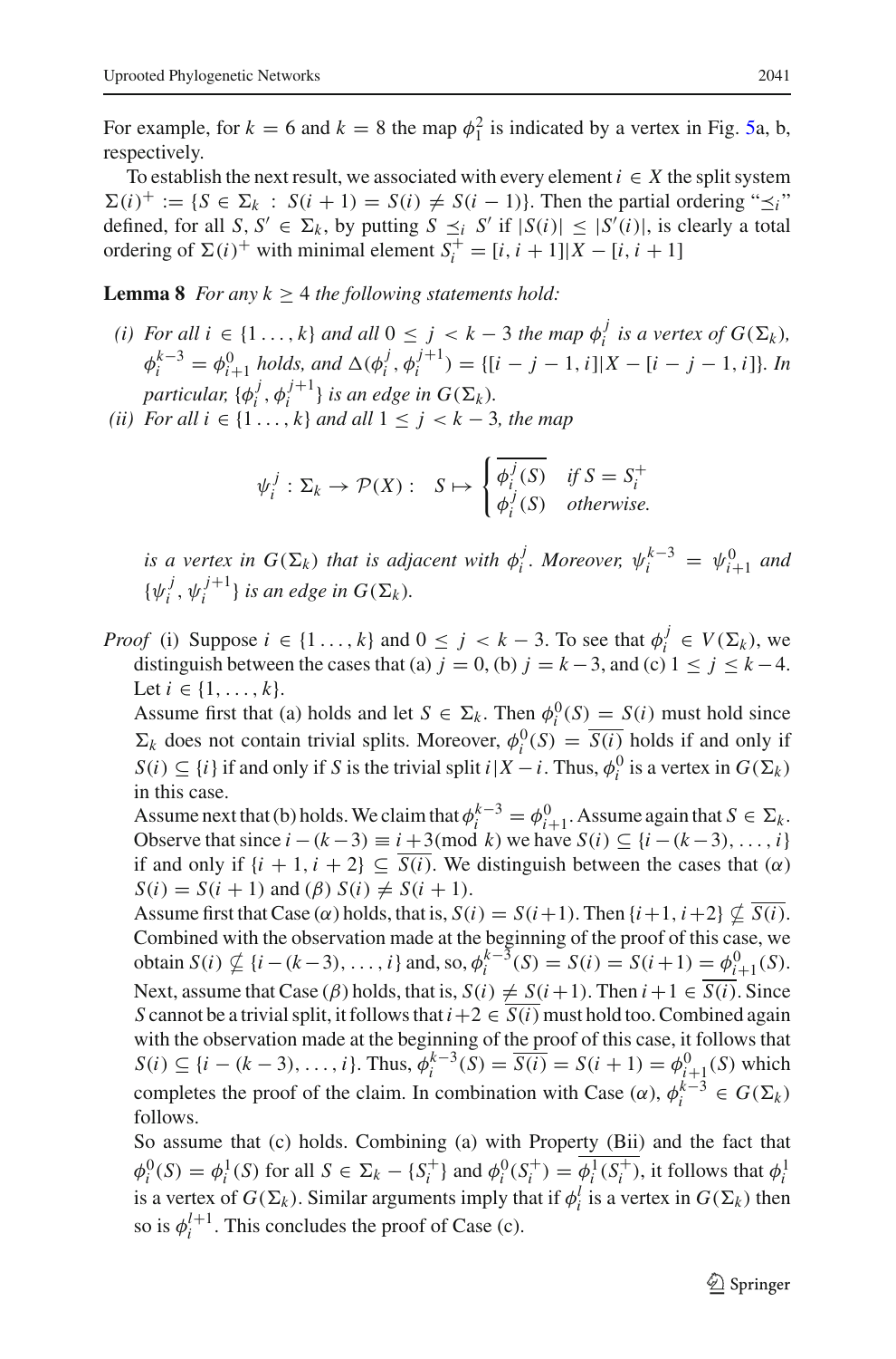For example, for $k = 6$ and $k = 8$ the map $\phi_1^2$ is indicated by a vertex in Fig. 5a, b, respectively.

To establish the next result, we associated with every element $i \in X$ the split system $\Sigma(i)^+ := \{S \in \Sigma_k : S(i+1) = S(i) \neq S(i-1)\}$. Then the partial ordering "$\preceq_i$" defined, for all $S, S' \in \Sigma_k$, by putting $S \preceq_i S'$ if $|S(i)| \leq |S'(i)|$, is clearly a total ordering of $\Sigma(i)^+$ with minimal element $S_i^+ = [i, i+1]|X - [i, i+1]$

**Lemma 8** *For any $k \geq 4$ the following statements hold:*

*(i) For all $i \in \{1 \ldots, k\}$ and all $0 \leq j < k-3$ the map $\phi_i^j$ is a vertex of $G(\Sigma_k)$, $\phi_i^{k-3} = \phi_{i+1}^0$ holds, and $\Delta(\phi_i^j, \phi_i^{j+1}) = \{[i-j-1, i]|X - [i-j-1, i]\}$. In particular, $\{\phi_i^j, \phi_i^{j+1}\}$ is an edge in $G(\Sigma_k)$.*

*(ii) For all $i \in \{1 \ldots, k\}$ and all $1 \leq j < k-3$, the map*

$$\psi_i^j : \Sigma_k \to \mathcal{P}(X) : \quad S \mapsto \begin{cases} \overline{\phi_i^j(S)} & \text{if } S = S_i^+ \\ \phi_i^j(S) & \text{otherwise.} \end{cases}$$

*is a vertex in $G(\Sigma_k)$ that is adjacent with $\phi_i^j$. Moreover, $\psi_i^{k-3} = \psi_{i+1}^0$ and $\{\psi_i^j, \psi_i^{j+1}\}$ is an edge in $G(\Sigma_k)$.*

*Proof* (i) Suppose $i \in \{1 \ldots, k\}$ and $0 \leq j < k-3$. To see that $\phi_i^j \in V(\Sigma_k)$, we distinguish between the cases that (a) $j = 0$, (b) $j = k-3$, and (c) $1 \leq j \leq k-4$. Let $i \in \{1, \ldots, k\}$.

Assume first that (a) holds and let $S \in \Sigma_k$. Then $\phi_i^0(S) = S(i)$ must hold since $\Sigma_k$ does not contain trivial splits. Moreover, $\phi_i^0(S) = \overline{S(i)}$ holds if and only if $S(i) \subseteq \{i\}$ if and only if $S$ is the trivial split $i|X - i$. Thus, $\phi_i^0$ is a vertex in $G(\Sigma_k)$ in this case.

Assume next that (b) holds. We claim that $\phi_i^{k-3} = \phi_{i+1}^0$. Assume again that $S \in \Sigma_k$. Observe that since $i - (k-3) \equiv i + 3 (\text{mod } k)$ we have $S(i) \subseteq \{i-(k-3), \ldots, i\}$ if and only if $\{i+1, i+2\} \subseteq \overline{S(i)}$. We distinguish between the cases that ($\alpha$) $S(i) = S(i+1)$ and ($\beta$) $S(i) \neq S(i+1)$.

Assume first that Case ($\alpha$) holds, that is, $S(i) = S(i+1)$. Then $\{i+1, i+2\} \not\subseteq \overline{S(i)}$. Combined with the observation made at the beginning of the proof of this case, we obtain $S(i) \not\subseteq \{i-(k-3), \ldots, i\}$ and, so, $\phi_i^{k-3}(S) = S(i) = S(i+1) = \phi_{i+1}^0(S)$. Next, assume that Case ($\beta$) holds, that is, $S(i) \neq S(i+1)$. Then $i+1 \in \overline{S(i)}$. Since $S$ cannot be a trivial split, it follows that $i+2 \in \overline{S(i)}$ must hold too. Combined again with the observation made at the beginning of the proof of this case, it follows that $S(i) \subseteq \{i-(k-3), \ldots, i\}$. Thus, $\phi_i^{k-3}(S) = \overline{S(i)} = S(i+1) = \phi_{i+1}^0(S)$ which completes the proof of the claim. In combination with Case ($\alpha$), $\phi_i^{k-3} \in G(\Sigma_k)$ follows.

So assume that (c) holds. Combining (a) with Property (Bii) and the fact that $\phi_i^0(S) = \phi_i^1(S)$ for all $S \in \Sigma_k - \{S_i^+\}$ and $\phi_i^0(S_i^+) = \overline{\phi_i^1(S_i^+)}$, it follows that $\phi_i^1$ is a vertex of $G(\Sigma_k)$. Similar arguments imply that if $\phi_i^l$ is a vertex in $G(\Sigma_k)$ then so is $\phi_i^{l+1}$. This concludes the proof of Case (c).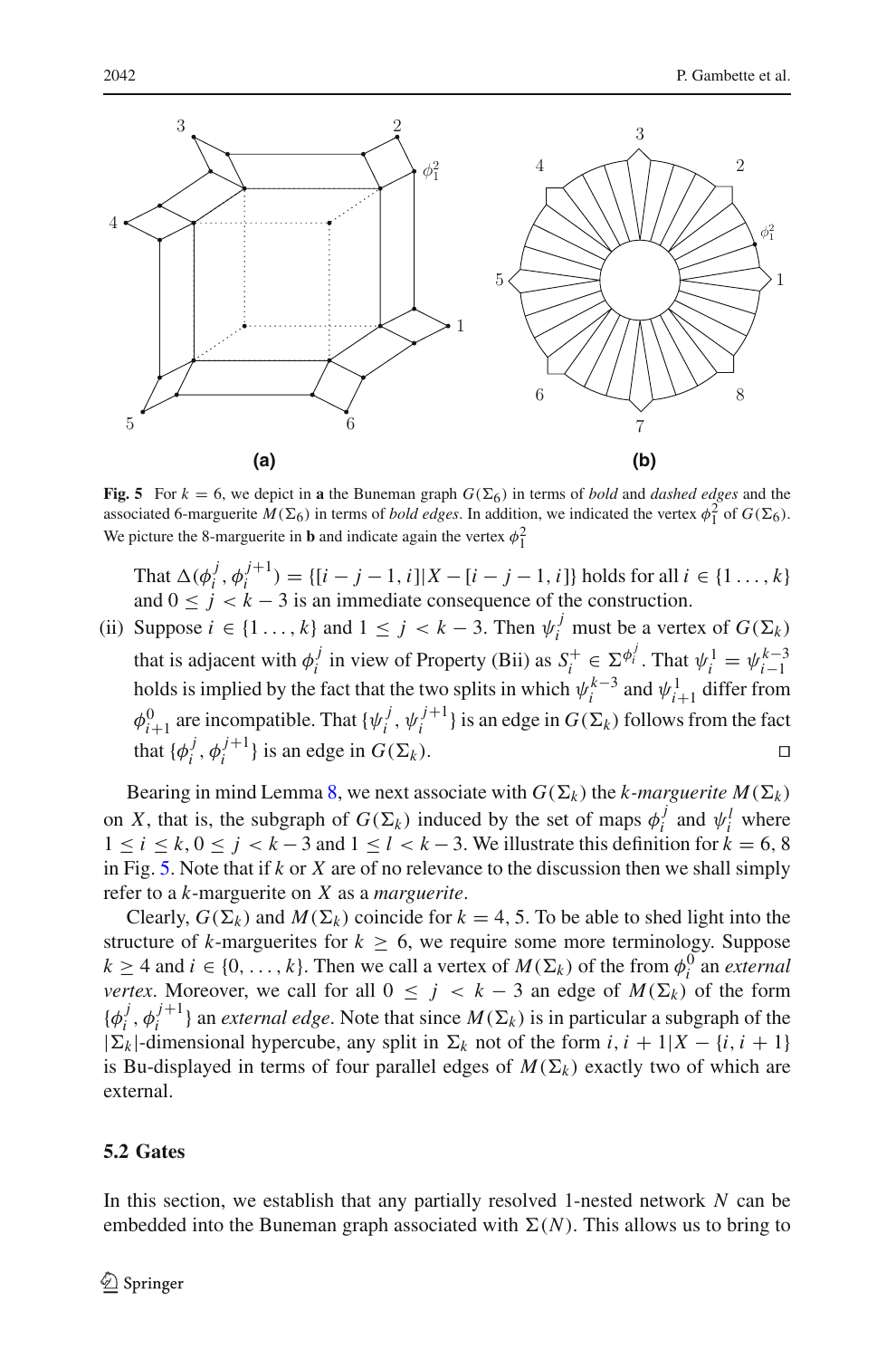**Fig. 5** For $k = 6$, we depict in **a** the Buneman graph $G(\Sigma_6)$ in terms of *bold* and *dashed edges* and the associated 6-marguerite $M(\Sigma_6)$ in terms of *bold edges*. In addition, we indicated the vertex $\phi_1^2$ of $G(\Sigma_6)$. We picture the 8-marguerite in **b** and indicate again the vertex $\phi_1^2$

That $\Delta(\phi_i^j, \phi_i^{j+1}) = \{[i-j-1, i]|X - [i-j-1, i]\}$ holds for all $i \in \{1 \ldots, k\}$ and $0 \leq j < k-3$ is an immediate consequence of the construction.

(ii) Suppose $i \in \{1 \ldots, k\}$ and $1 \leq j < k-3$. Then $\psi_i^j$ must be a vertex of $G(\Sigma_k)$ that is adjacent with $\phi_i^j$ in view of Property (Bii) as $S_i^+ \in \Sigma^{\phi_i^j}$. That $\psi_i^1 = \psi_{i-1}^{k-3}$ holds is implied by the fact that the two splits in which $\psi_i^{k-3}$ and $\psi_{i+1}^1$ differ from $\phi_{i+1}^0$ are incompatible. That $\{\psi_i^j, \psi_i^{j+1}\}$ is an edge in $G(\Sigma_k)$ follows from the fact that $\{\phi_i^j, \phi_i^{j+1}\}$ is an edge in $G(\Sigma_k)$. □

Bearing in mind Lemma 8, we next associate with $G(\Sigma_k)$ the *k-marguerite* $M(\Sigma_k)$ on $X$, that is, the subgraph of $G(\Sigma_k)$ induced by the set of maps $\phi_i^j$ and $\psi_i^l$ where $1 \leq i \leq k, 0 \leq j < k-3$ and $1 \leq l < k-3$. We illustrate this definition for $k = 6, 8$ in Fig. 5. Note that if $k$ or $X$ are of no relevance to the discussion then we shall simply refer to a $k$-marguerite on $X$ as a *marguerite*.

Clearly, $G(\Sigma_k)$ and $M(\Sigma_k)$ coincide for $k = 4, 5$. To be able to shed light into the structure of $k$-marguerites for $k \geq 6$, we require some more terminology. Suppose $k \geq 4$ and $i \in \{0, \ldots, k\}$. Then we call a vertex of $M(\Sigma_k)$ of the from $\phi_i^0$ an *external vertex*. Moreover, we call for all $0 \leq j < k-3$ an edge of $M(\Sigma_k)$ of the form $\{\phi_i^j, \phi_i^{j+1}\}$ an *external edge*. Note that since $M(\Sigma_k)$ is in particular a subgraph of the $|\Sigma_k|$-dimensional hypercube, any split in $\Sigma_k$ not of the form $i, i+1|X - \{i, i+1\}$ is Bu-displayed in terms of four parallel edges of $M(\Sigma_k)$ exactly two of which are external.

### 5.2 Gates

In this section, we establish that any partially resolved 1-nested network $N$ can be embedded into the Buneman graph associated with $\Sigma(N)$. This allows us to bring to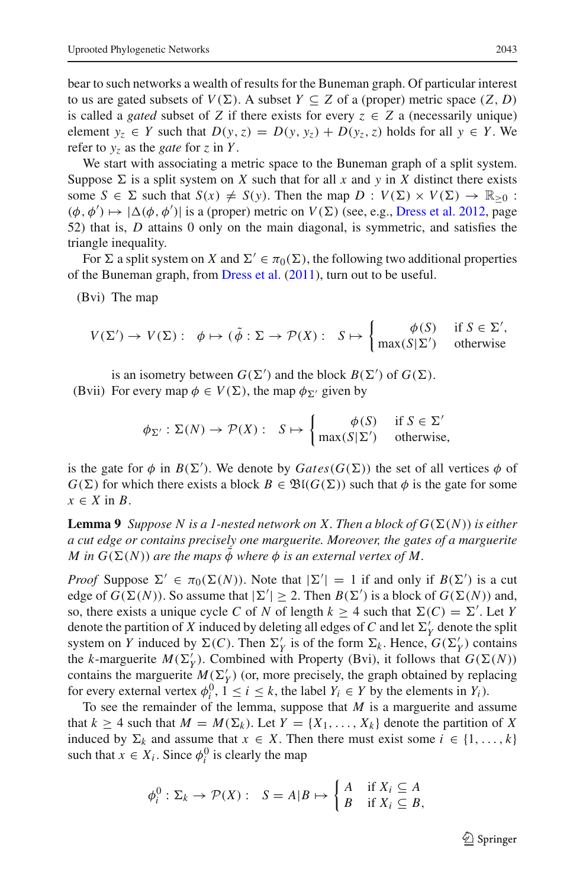bear to such networks a wealth of results for the Buneman graph. Of particular interest to us are gated subsets of $V(\Sigma)$. A subset $Y \subseteq Z$ of a (proper) metric space $(Z, D)$ is called a *gated* subset of $Z$ if there exists for every $z \in Z$ a (necessarily unique) element $y_z \in Y$ such that $D(y, z) = D(y, y_z) + D(y_z, z)$ holds for all $y \in Y$. We refer to $y_z$ as the *gate* for $z$ in $Y$.

We start with associating a metric space to the Buneman graph of a split system. Suppose $\Sigma$ is a split system on $X$ such that for all $x$ and $y$ in $X$ distinct there exists some $S \in \Sigma$ such that $S(x) \neq S(y)$. Then the map $D : V(\Sigma) \times V(\Sigma) \to \mathbb{R}_{\geq 0} : (\phi, \phi') \mapsto |\Delta(\phi, \phi')|$ is a (proper) metric on $V(\Sigma)$ (see, e.g., Dress et al. 2012, page 52) that is, $D$ attains 0 only on the main diagonal, is symmetric, and satisfies the triangle inequality.

For $\Sigma$ a split system on $X$ and $\Sigma' \in \pi_0(\Sigma)$, the following two additional properties of the Buneman graph, from Dress et al. (2011), turn out to be useful.

(Bvi) The map

$$V(\Sigma') \to V(\Sigma) : \quad \phi \mapsto (\tilde{\phi} : \Sigma \to \mathcal{P}(X) : \quad S \mapsto \begin{cases} \phi(S) & \text{if } S \in \Sigma', \\ \max(S|\Sigma') & \text{otherwise} \end{cases}$$

is an isometry between $G(\Sigma')$ and the block $B(\Sigma')$ of $G(\Sigma)$.

(Bvii) For every map $\phi \in V(\Sigma)$, the map $\phi_{\Sigma'}$ given by

$$\phi_{\Sigma'} : \Sigma(N) \to \mathcal{P}(X) : \quad S \mapsto \begin{cases} \phi(S) & \text{if } S \in \Sigma' \\ \max(S|\Sigma') & \text{otherwise,} \end{cases}$$

is the gate for $\phi$ in $B(\Sigma')$. We denote by $Gates(G(\Sigma))$ the set of all vertices $\phi$ of $G(\Sigma)$ for which there exists a block $B \in \mathfrak{Bl}(G(\Sigma))$ such that $\phi$ is the gate for some $x \in X$ in $B$.

**Lemma 9** *Suppose $N$ is a 1-nested network on $X$. Then a block of $G(\Sigma(N))$ is either a cut edge or contains precisely one marguerite. Moreover, the gates of a marguerite $M$ in $G(\Sigma(N))$ are the maps $\tilde{\phi}$ where $\phi$ is an external vertex of $M$.*

*Proof* Suppose $\Sigma' \in \pi_0(\Sigma(N))$. Note that $|\Sigma'| = 1$ if and only if $B(\Sigma')$ is a cut edge of $G(\Sigma(N))$. So assume that $|\Sigma'| \geq 2$. Then $B(\Sigma')$ is a block of $G(\Sigma(N))$ and, so, there exists a unique cycle $C$ of $N$ of length $k \geq 4$ such that $\Sigma(C) = \Sigma'$. Let $Y$ denote the partition of $X$ induced by deleting all edges of $C$ and let $\Sigma'_Y$ denote the split system on $Y$ induced by $\Sigma(C)$. Then $\Sigma'_Y$ is of the form $\Sigma_k$. Hence, $G(\Sigma'_Y)$ contains the $k$-marguerite $M(\Sigma'_Y)$. Combined with Property (Bvi), it follows that $G(\Sigma(N))$ contains the marguerite $M(\Sigma'_Y)$ (or, more precisely, the graph obtained by replacing for every external vertex $\phi_i^0$, $1 \leq i \leq k$, the label $Y_i \in Y$ by the elements in $Y_i$).

To see the remainder of the lemma, suppose that $M$ is a marguerite and assume that $k \geq 4$ such that $M = M(\Sigma_k)$. Let $Y = \{X_1, \ldots, X_k\}$ denote the partition of $X$ induced by $\Sigma_k$ and assume that $x \in X$. Then there must exist some $i \in \{1, \ldots, k\}$ such that $x \in X_i$. Since $\phi_i^0$ is clearly the map

$$\phi_i^0 : \Sigma_k \to \mathcal{P}(X) : \quad S = A|B \mapsto \begin{cases} A & \text{if } X_i \subseteq A \\ B & \text{if } X_i \subseteq B, \end{cases}$$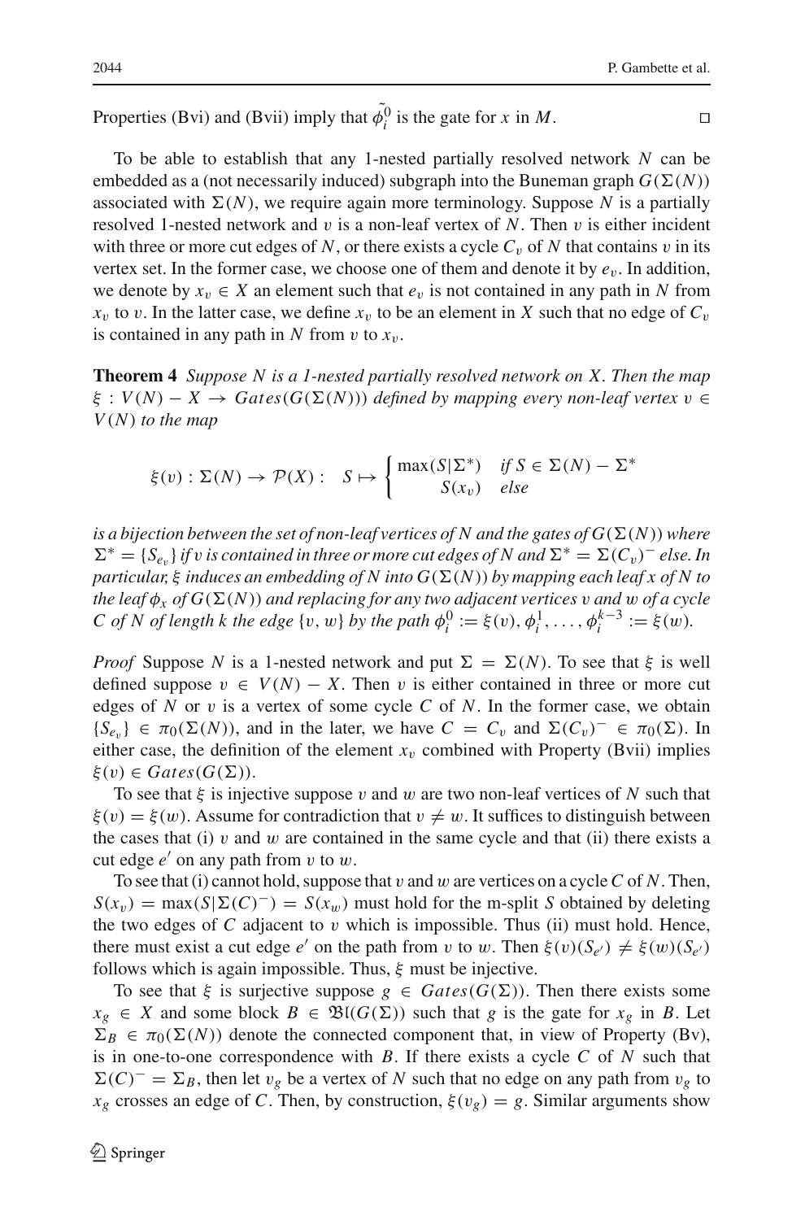Properties (Bvi) and (Bvii) imply that $\tilde{\phi}_i^0$ is the gate for $x$ in $M$. $\square$

To be able to establish that any 1-nested partially resolved network $N$ can be embedded as a (not necessarily induced) subgraph into the Buneman graph $G(\Sigma(N))$ associated with $\Sigma(N)$, we require again more terminology. Suppose $N$ is a partially resolved 1-nested network and $v$ is a non-leaf vertex of $N$. Then $v$ is either incident with three or more cut edges of $N$, or there exists a cycle $C_v$ of $N$ that contains $v$ in its vertex set. In the former case, we choose one of them and denote it by $e_v$. In addition, we denote by $x_v \in X$ an element such that $e_v$ is not contained in any path in $N$ from $x_v$ to $v$. In the latter case, we define $x_v$ to be an element in $X$ such that no edge of $C_v$ is contained in any path in $N$ from $v$ to $x_v$.

**Theorem 4** *Suppose $N$ is a 1-nested partially resolved network on $X$. Then the map $\xi : V(N) - X \to Gates(G(\Sigma(N)))$ defined by mapping every non-leaf vertex $v \in V(N)$ to the map*

$$\xi(v) : \Sigma(N) \to \mathcal{P}(X) : \quad S \mapsto \begin{cases} \max(S|\Sigma^*) & \text{if } S \in \Sigma(N) - \Sigma^* \\ S(x_v) & \text{else} \end{cases}$$

*is a bijection between the set of non-leaf vertices of $N$ and the gates of $G(\Sigma(N))$ where $\Sigma^* = \{S_{e_v}\}$ if $v$ is contained in three or more cut edges of $N$ and $\Sigma^* = \Sigma(C_v)^-$ else. In particular, $\xi$ induces an embedding of $N$ into $G(\Sigma(N))$ by mapping each leaf $x$ of $N$ to the leaf $\phi_x$ of $G(\Sigma(N))$ and replacing for any two adjacent vertices $v$ and $w$ of a cycle $C$ of $N$ of length $k$ the edge $\{v, w\}$ by the path $\phi_i^0 := \xi(v), \phi_i^1, \ldots, \phi_i^{k-3} := \xi(w)$.*

*Proof* Suppose $N$ is a 1-nested network and put $\Sigma = \Sigma(N)$. To see that $\xi$ is well defined suppose $v \in V(N) - X$. Then $v$ is either contained in three or more cut edges of $N$ or $v$ is a vertex of some cycle $C$ of $N$. In the former case, we obtain $\{S_{e_v}\} \in \pi_0(\Sigma(N))$, and in the later, we have $C = C_v$ and $\Sigma(C_v)^- \in \pi_0(\Sigma)$. In either case, the definition of the element $x_v$ combined with Property (Bvii) implies $\xi(v) \in Gates(G(\Sigma))$.

To see that $\xi$ is injective suppose $v$ and $w$ are two non-leaf vertices of $N$ such that $\xi(v) = \xi(w)$. Assume for contradiction that $v \neq w$. It suffices to distinguish between the cases that (i) $v$ and $w$ are contained in the same cycle and that (ii) there exists a cut edge $e'$ on any path from $v$ to $w$.

To see that (i) cannot hold, suppose that $v$ and $w$ are vertices on a cycle $C$ of $N$. Then, $S(x_v) = \max(S|\Sigma(C)^-) = S(x_w)$ must hold for the m-split $S$ obtained by deleting the two edges of $C$ adjacent to $v$ which is impossible. Thus (ii) must hold. Hence, there must exist a cut edge $e'$ on the path from $v$ to $w$. Then $\xi(v)(S_{e'}) \neq \xi(w)(S_{e'})$ follows which is again impossible. Thus, $\xi$ must be injective.

To see that $\xi$ is surjective suppose $g \in Gates(G(\Sigma))$. Then there exists some $x_g \in X$ and some block $B \in \mathfrak{Bl}(G(\Sigma))$ such that $g$ is the gate for $x_g$ in $B$. Let $\Sigma_B \in \pi_0(\Sigma(N))$ denote the connected component that, in view of Property (Bv), is in one-to-one correspondence with $B$. If there exists a cycle $C$ of $N$ such that $\Sigma(C)^- = \Sigma_B$, then let $v_g$ be a vertex of $N$ such that no edge on any path from $v_g$ to $x_g$ crosses an edge of $C$. Then, by construction, $\xi(v_g) = g$. Similar arguments show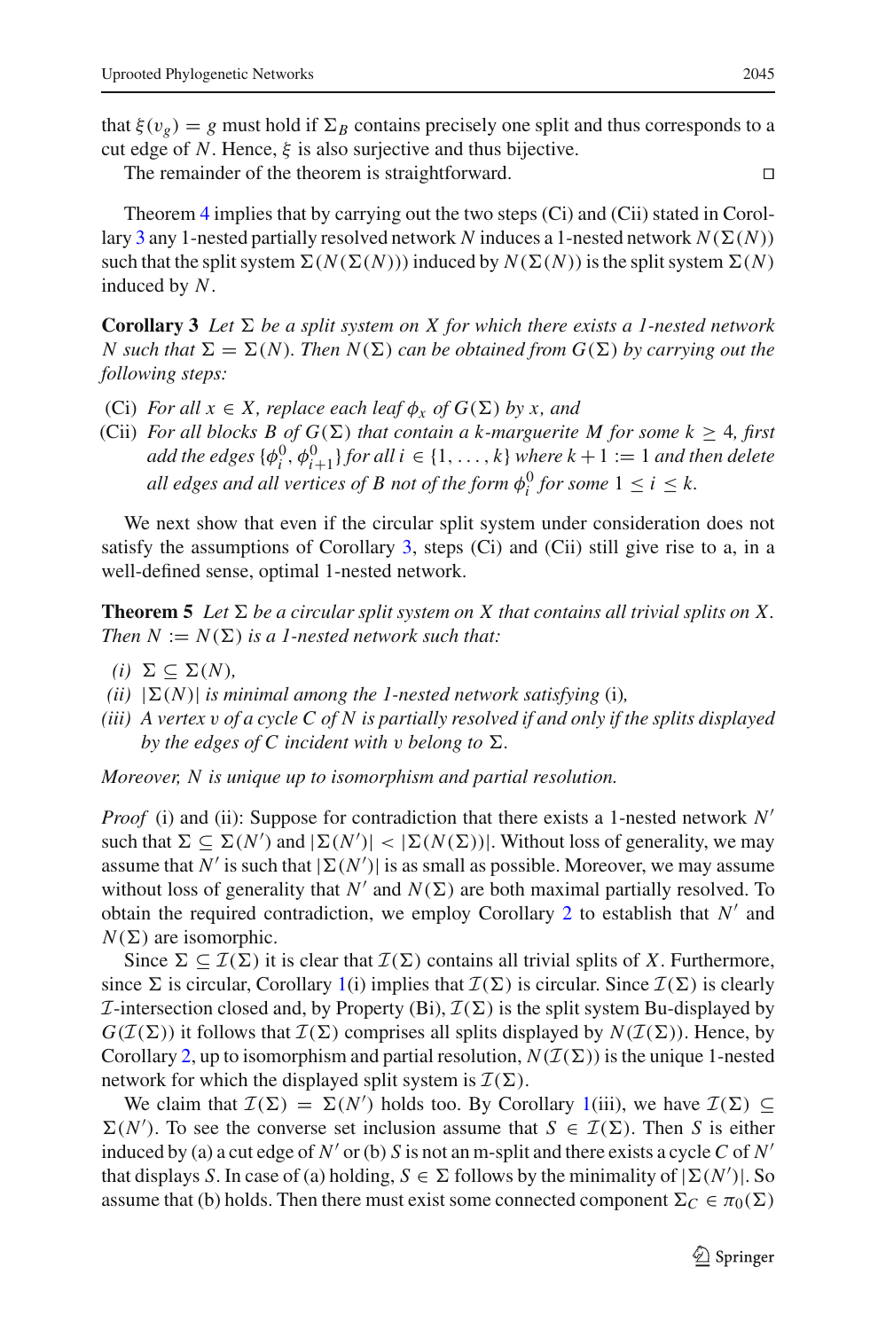that $\xi(v_g) = g$ must hold if $\Sigma_B$ contains precisely one split and thus corresponds to a cut edge of $N$. Hence, $\xi$ is also surjective and thus bijective.

The remainder of the theorem is straightforward. □

Theorem 4 implies that by carrying out the two steps (Ci) and (Cii) stated in Corollary 3 any 1-nested partially resolved network $N$ induces a 1-nested network $N(\Sigma(N))$ such that the split system $\Sigma(N(\Sigma(N)))$ induced by $N(\Sigma(N))$ is the split system $\Sigma(N)$ induced by $N$.

**Corollary 3** *Let $\Sigma$ be a split system on $X$ for which there exists a 1-nested network $N$ such that $\Sigma = \Sigma(N)$. Then $N(\Sigma)$ can be obtained from $G(\Sigma)$ by carrying out the following steps:*

- (Ci) *For all $x \in X$, replace each leaf $\phi_x$ of $G(\Sigma)$ by $x$, and*
- (Cii) *For all blocks $B$ of $G(\Sigma)$ that contain a $k$-marguerite $M$ for some $k \geq 4$, first add the edges $\{\phi_i^0, \phi_{i+1}^0\}$ for all $i \in \{1, \ldots, k\}$ where $k+1 := 1$ and then delete all edges and all vertices of $B$ not of the form $\phi_i^0$ for some $1 \leq i \leq k$.*

We next show that even if the circular split system under consideration does not satisfy the assumptions of Corollary 3, steps (Ci) and (Cii) still give rise to a, in a well-defined sense, optimal 1-nested network.

**Theorem 5** *Let $\Sigma$ be a circular split system on $X$ that contains all trivial splits on $X$. Then $N := N(\Sigma)$ is a 1-nested network such that:*

- *(i) $\Sigma \subseteq \Sigma(N)$,*
- *(ii) $|\Sigma(N)|$ is minimal among the 1-nested network satisfying* (i)*,*
- *(iii) A vertex $v$ of a cycle $C$ of $N$ is partially resolved if and only if the splits displayed by the edges of $C$ incident with $v$ belong to $\Sigma$.*

*Moreover, $N$ is unique up to isomorphism and partial resolution.*

*Proof* (i) and (ii): Suppose for contradiction that there exists a 1-nested network $N'$ such that $\Sigma \subseteq \Sigma(N')$ and $|\Sigma(N')| < |\Sigma(N(\Sigma))|$. Without loss of generality, we may assume that $N'$ is such that $|\Sigma(N')|$ is as small as possible. Moreover, we may assume without loss of generality that $N'$ and $N(\Sigma)$ are both maximal partially resolved. To obtain the required contradiction, we employ Corollary 2 to establish that $N'$ and $N(\Sigma)$ are isomorphic.

Since $\Sigma \subseteq \mathcal{I}(\Sigma)$ it is clear that $\mathcal{I}(\Sigma)$ contains all trivial splits of $X$. Furthermore, since $\Sigma$ is circular, Corollary 1(i) implies that $\mathcal{I}(\Sigma)$ is circular. Since $\mathcal{I}(\Sigma)$ is clearly $\mathcal{I}$-intersection closed and, by Property (Bi), $\mathcal{I}(\Sigma)$ is the split system Bu-displayed by $G(\mathcal{I}(\Sigma))$ it follows that $\mathcal{I}(\Sigma)$ comprises all splits displayed by $N(\mathcal{I}(\Sigma))$. Hence, by Corollary 2, up to isomorphism and partial resolution, $N(\mathcal{I}(\Sigma))$ is the unique 1-nested network for which the displayed split system is $\mathcal{I}(\Sigma)$.

We claim that $\mathcal{I}(\Sigma) = \Sigma(N')$ holds too. By Corollary 1(iii), we have $\mathcal{I}(\Sigma) \subseteq \Sigma(N')$. To see the converse set inclusion assume that $S \in \mathcal{I}(\Sigma)$. Then $S$ is either induced by (a) a cut edge of $N'$ or (b) $S$ is not an m-split and there exists a cycle $C$ of $N'$ that displays $S$. In case of (a) holding, $S \in \Sigma$ follows by the minimality of $|\Sigma(N')|$. So assume that (b) holds. Then there must exist some connected component $\Sigma_C \in \pi_0(\Sigma)$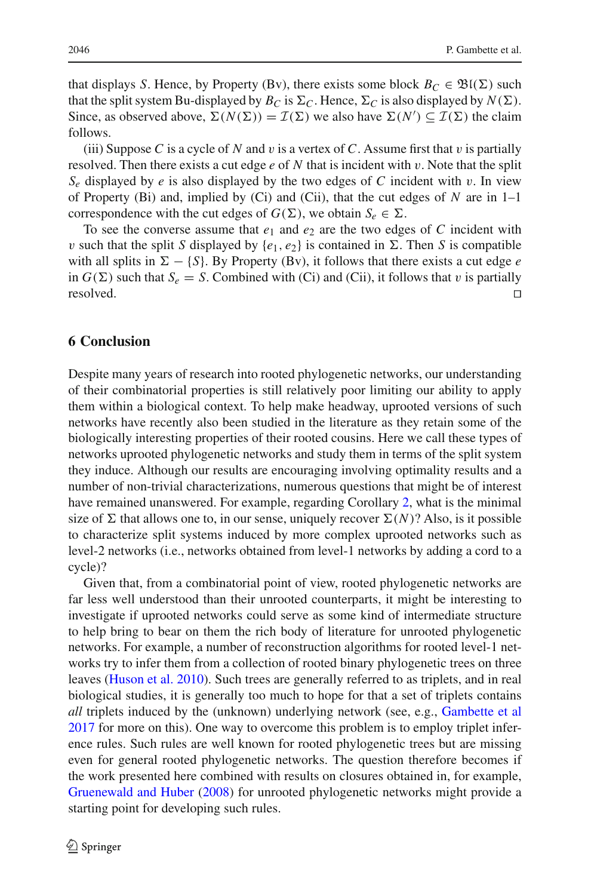that displays $S$. Hence, by Property (Bv), there exists some block $B_C \in \mathfrak{Bl}(\Sigma)$ such that the split system Bu-displayed by $B_C$ is $\Sigma_C$. Hence, $\Sigma_C$ is also displayed by $N(\Sigma)$. Since, as observed above, $\Sigma(N(\Sigma)) = \mathcal{I}(\Sigma)$ we also have $\Sigma(N') \subseteq \mathcal{I}(\Sigma)$ the claim follows.

(iii) Suppose $C$ is a cycle of $N$ and $v$ is a vertex of $C$. Assume first that $v$ is partially resolved. Then there exists a cut edge $e$ of $N$ that is incident with $v$. Note that the split $S_e$ displayed by $e$ is also displayed by the two edges of $C$ incident with $v$. In view of Property (Bi) and, implied by (Ci) and (Cii), that the cut edges of $N$ are in 1–1 correspondence with the cut edges of $G(\Sigma)$, we obtain $S_e \in \Sigma$.

To see the converse assume that $e_1$ and $e_2$ are the two edges of $C$ incident with $v$ such that the split $S$ displayed by $\{e_1, e_2\}$ is contained in $\Sigma$. Then $S$ is compatible with all splits in $\Sigma - \{S\}$. By Property (Bv), it follows that there exists a cut edge $e$ in $G(\Sigma)$ such that $S_e = S$. Combined with (Ci) and (Cii), it follows that $v$ is partially resolved. □

## 6 Conclusion

Despite many years of research into rooted phylogenetic networks, our understanding of their combinatorial properties is still relatively poor limiting our ability to apply them within a biological context. To help make headway, uprooted versions of such networks have recently also been studied in the literature as they retain some of the biologically interesting properties of their rooted cousins. Here we call these types of networks uprooted phylogenetic networks and study them in terms of the split system they induce. Although our results are encouraging involving optimality results and a number of non-trivial characterizations, numerous questions that might be of interest have remained unanswered. For example, regarding Corollary 2, what is the minimal size of $\Sigma$ that allows one to, in our sense, uniquely recover $\Sigma(N)$? Also, is it possible to characterize split systems induced by more complex uprooted networks such as level-2 networks (i.e., networks obtained from level-1 networks by adding a cord to a cycle)?

Given that, from a combinatorial point of view, rooted phylogenetic networks are far less well understood than their unrooted counterparts, it might be interesting to investigate if uprooted networks could serve as some kind of intermediate structure to help bring to bear on them the rich body of literature for unrooted phylogenetic networks. For example, a number of reconstruction algorithms for rooted level-1 networks try to infer them from a collection of rooted binary phylogenetic trees on three leaves (Huson et al. 2010). Such trees are generally referred to as triplets, and in real biological studies, it is generally too much to hope for that a set of triplets contains *all* triplets induced by the (unknown) underlying network (see, e.g., Gambette et al 2017 for more on this). One way to overcome this problem is to employ triplet inference rules. Such rules are well known for rooted phylogenetic trees but are missing even for general rooted phylogenetic networks. The question therefore becomes if the work presented here combined with results on closures obtained in, for example, Gruenewald and Huber (2008) for unrooted phylogenetic networks might provide a starting point for developing such rules.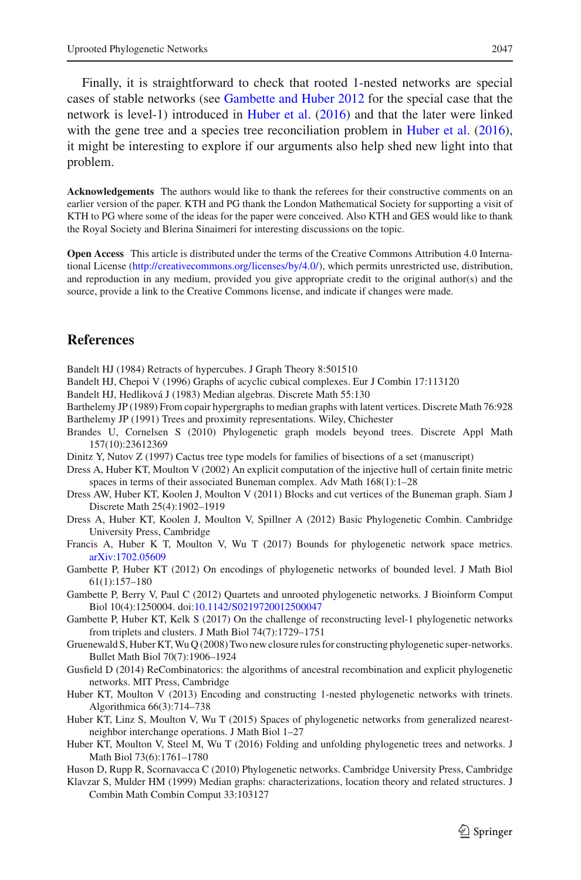Finally, it is straightforward to check that rooted 1-nested networks are special cases of stable networks (see Gambette and Huber 2012 for the special case that the network is level-1) introduced in Huber et al. (2016) and that the later were linked with the gene tree and a species tree reconciliation problem in Huber et al. (2016), it might be interesting to explore if our arguments also help shed new light into that problem.

**Acknowledgements** The authors would like to thank the referees for their constructive comments on an earlier version of the paper. KTH and PG thank the London Mathematical Society for supporting a visit of KTH to PG where some of the ideas for the paper were conceived. Also KTH and GES would like to thank the Royal Society and Blerina Sinaimeri for interesting discussions on the topic.

**Open Access** This article is distributed under the terms of the Creative Commons Attribution 4.0 International License (http://creativecommons.org/licenses/by/4.0/), which permits unrestricted use, distribution, and reproduction in any medium, provided you give appropriate credit to the original author(s) and the source, provide a link to the Creative Commons license, and indicate if changes were made.

## References

Bandelt HJ (1984) Retracts of hypercubes. J Graph Theory 8:501510

Bandelt HJ, Chepoi V (1996) Graphs of acyclic cubical complexes. Eur J Combin 17:113120

Bandelt HJ, Hedlíková J (1983) Median algebras. Discrete Math 55:130

Barthelemy JP (1989) From copair hypergraphs to median graphs with latent vertices. Discrete Math 76:928

Barthelemy JP (1991) Trees and proximity representations. Wiley, Chichester

Brandes U, Cornelsen S (2010) Phylogenetic graph models beyond trees. Discrete Appl Math 157(10):23612369

Dinitz Y, Nutov Z (1997) Cactus tree type models for families of bisections of a set (manuscript)

Dress A, Huber KT, Moulton V (2002) An explicit computation of the injective hull of certain finite metric spaces in terms of their associated Buneman complex. Adv Math 168(1):1–28

Dress AW, Huber KT, Koolen J, Moulton V (2011) Blocks and cut vertices of the Buneman graph. Siam J Discrete Math 25(4):1902–1919

Dress A, Huber KT, Koolen J, Moulton V, Spillner A (2012) Basic Phylogenetic Combin. Cambridge University Press, Cambridge

Francis A, Huber K T, Moulton V, Wu T (2017) Bounds for phylogenetic network space metrics. arXiv:1702.05609

Gambette P, Huber KT (2012) On encodings of phylogenetic networks of bounded level. J Math Biol 61(1):157–180

Gambette P, Berry V, Paul C (2012) Quartets and unrooted phylogenetic networks. J Bioinform Comput Biol 10(4):1250004. doi:10.1142/S0219720012500047

Gambette P, Huber KT, Kelk S (2017) On the challenge of reconstructing level-1 phylogenetic networks from triplets and clusters. J Math Biol 74(7):1729–1751

Gruenewald S, Huber KT, Wu Q (2008) Two new closure rules for constructing phylogenetic super-networks. Bullet Math Biol 70(7):1906–1924

Gusfield D (2014) ReCombinatorics: the algorithms of ancestral recombination and explicit phylogenetic networks. MIT Press, Cambridge

Huber KT, Moulton V (2013) Encoding and constructing 1-nested phylogenetic networks with trinets. Algorithmica 66(3):714–738

Huber KT, Linz S, Moulton V, Wu T (2015) Spaces of phylogenetic networks from generalized nearest-neighbor interchange operations. J Math Biol 1–27

Huber KT, Moulton V, Steel M, Wu T (2016) Folding and unfolding phylogenetic trees and networks. J Math Biol 73(6):1761–1780

Huson D, Rupp R, Scornavacca C (2010) Phylogenetic networks. Cambridge University Press, Cambridge

Klavzar S, Mulder HM (1999) Median graphs: characterizations, location theory and related structures. J Combin Math Combin Comput 33:103127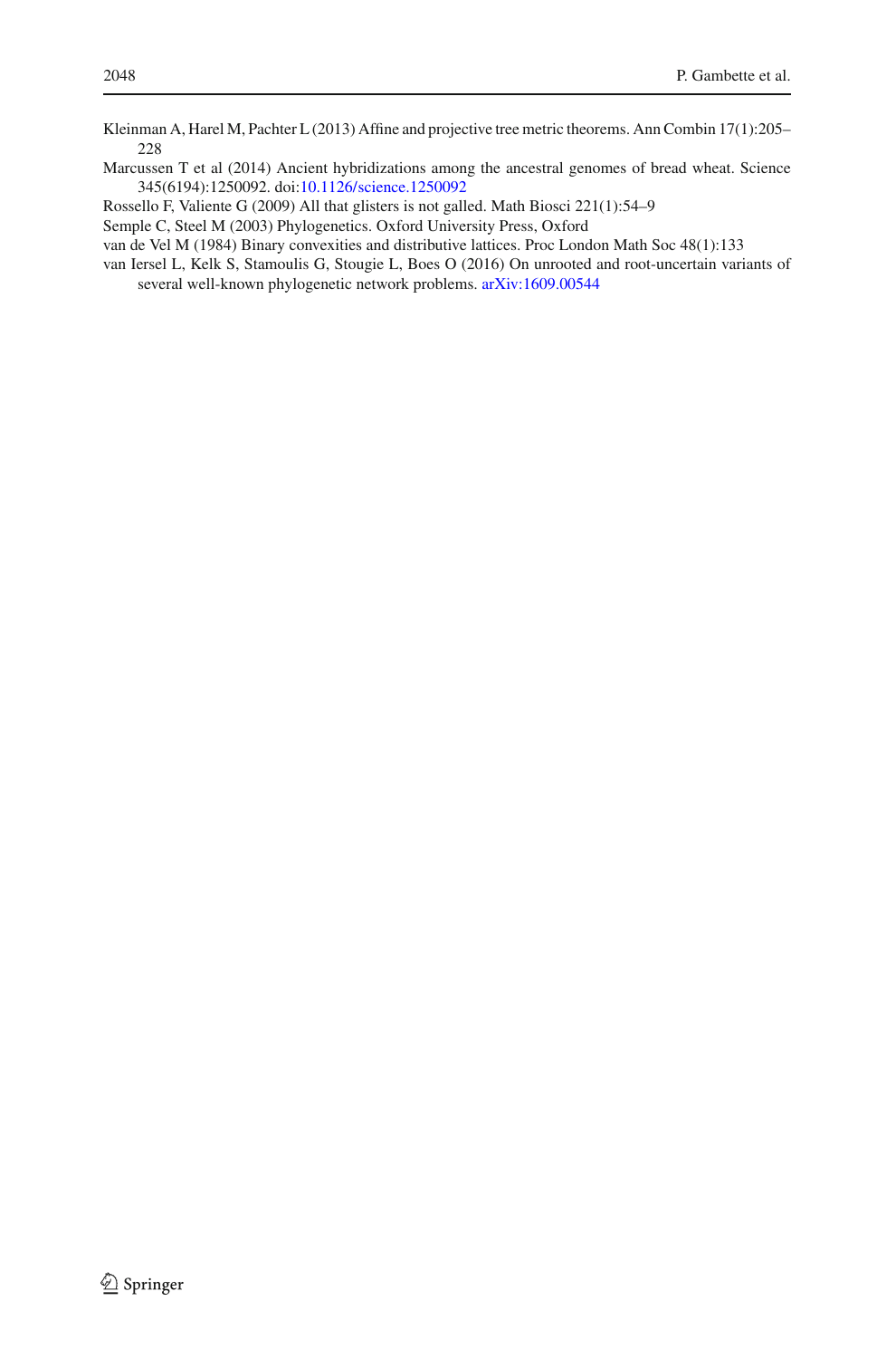Kleinman A, Harel M, Pachter L (2013) Affine and projective tree metric theorems. Ann Combin 17(1):205–228

Marcussen T et al (2014) Ancient hybridizations among the ancestral genomes of bread wheat. Science 345(6194):1250092. doi:10.1126/science.1250092

Rossello F, Valiente G (2009) All that glisters is not galled. Math Biosci 221(1):54–9

Semple C, Steel M (2003) Phylogenetics. Oxford University Press, Oxford

van de Vel M (1984) Binary convexities and distributive lattices. Proc London Math Soc 48(1):133

van Iersel L, Kelk S, Stamoulis G, Stougie L, Boes O (2016) On unrooted and root-uncertain variants of several well-known phylogenetic network problems. arXiv:1609.00544